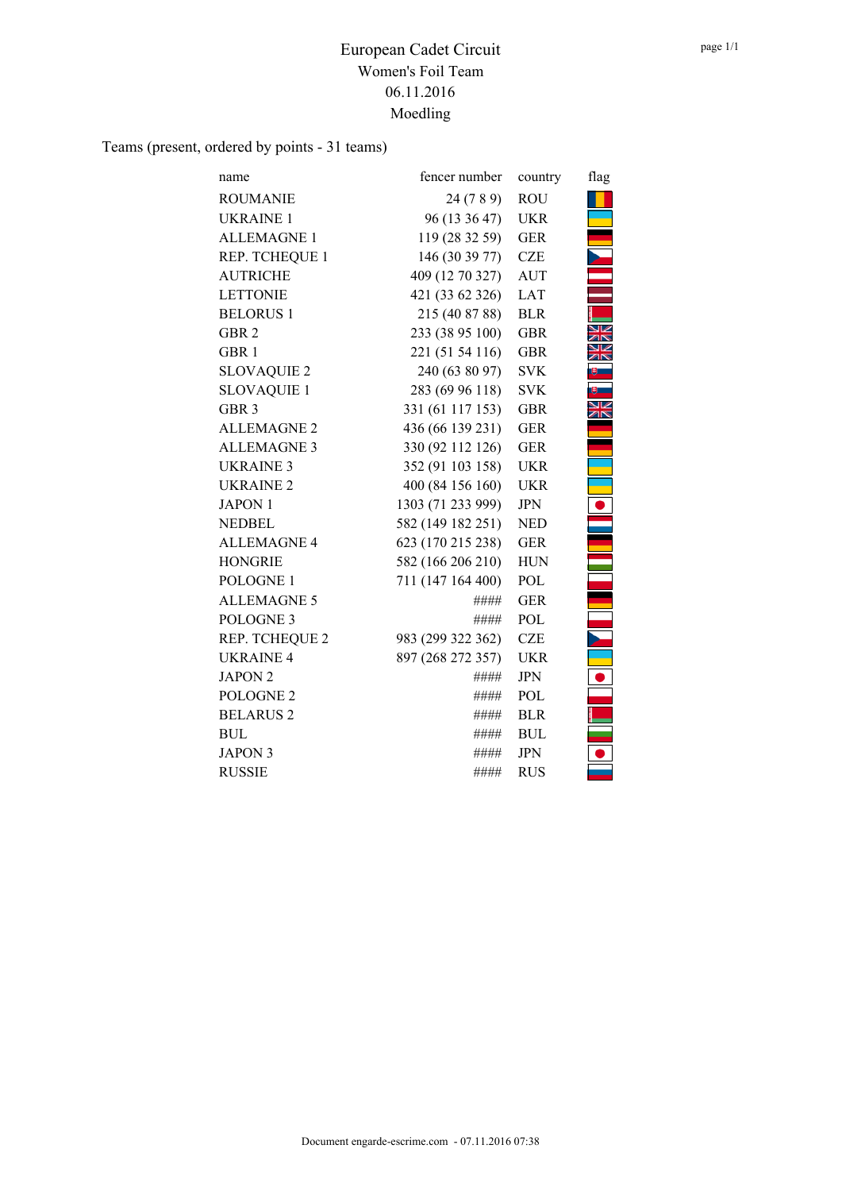# European Cadet Circuit

## Women's Foil Team

## 06.11.2016

## Moedling

Teams (present, ordered by points - 31 teams)

| name | fencer number | country | flag |
|---|---|---|---|
| ROUMANIE | 24 (7 8 9) | ROU | |
| UKRAINE 1 | 96 (13 36 47) | UKR | |
| ALLEMAGNE 1 | 119 (28 32 59) | GER | |
| REP. TCHEQUE 1 | 146 (30 39 77) | CZE | |
| AUTRICHE | 409 (12 70 327) | AUT | |
| LETTONIE | 421 (33 62 326) | LAT | |
| BELORUS 1 | 215 (40 87 88) | BLR | |
| GBR 2 | 233 (38 95 100) | GBR | |
| GBR 1 | 221 (51 54 116) | GBR | |
| SLOVAQUIE 2 | 240 (63 80 97) | SVK | |
| SLOVAQUIE 1 | 283 (69 96 118) | SVK | |
| GBR 3 | 331 (61 117 153) | GBR | |
| ALLEMAGNE 2 | 436 (66 139 231) | GER | |
| ALLEMAGNE 3 | 330 (92 112 126) | GER | |
| UKRAINE 3 | 352 (91 103 158) | UKR | |
| UKRAINE 2 | 400 (84 156 160) | UKR | |
| JAPON 1 | 1303 (71 233 999) | JPN | |
| NEDBEL | 582 (149 182 251) | NED | |
| ALLEMAGNE 4 | 623 (170 215 238) | GER | |
| HONGRIE | 582 (166 206 210) | HUN | |
| POLOGNE 1 | 711 (147 164 400) | POL | |
| ALLEMAGNE 5 | #### | GER | |
| POLOGNE 3 | #### | POL | |
| REP. TCHEQUE 2 | 983 (299 322 362) | CZE | |
| UKRAINE 4 | 897 (268 272 357) | UKR | |
| JAPON 2 | #### | JPN | |
| POLOGNE 2 | #### | POL | |
| BELARUS 2 | #### | BLR | |
| BUL | #### | BUL | |
| JAPON 3 | #### | JPN | |
| RUSSIE | #### | RUS | |

Document engarde-escrime.com - 07.11.2016 07:38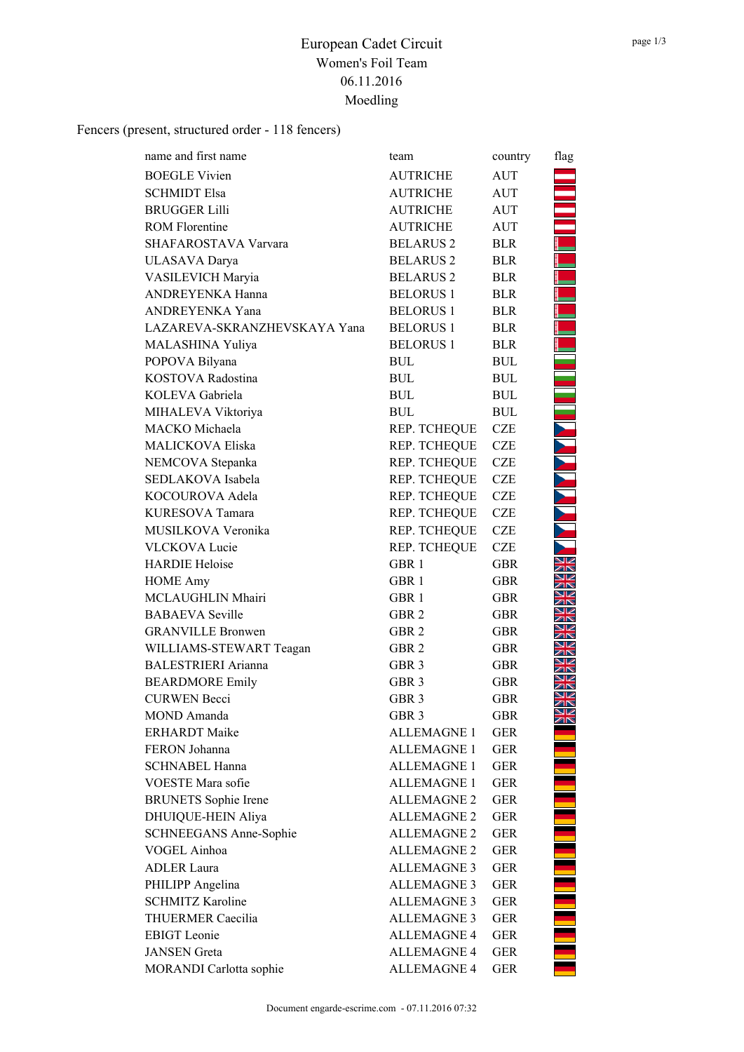# European Cadet Circuit

Women's Foil Team

06.11.2016

Moedling

Fencers (present, structured order - 118 fencers)

| name and first name | team | country | flag |
|---|---|---|---|
| BOEGLE Vivien | AUTRICHE | AUT | |
| SCHMIDT Elsa | AUTRICHE | AUT | |
| BRUGGER Lilli | AUTRICHE | AUT | |
| ROM Florentine | AUTRICHE | AUT | |
| SHAFAROSTAVA Varvara | BELARUS 2 | BLR | |
| ULASAVA Darya | BELARUS 2 | BLR | |
| VASILEVICH Maryia | BELARUS 2 | BLR | |
| ANDREYENKA Hanna | BELORUS 1 | BLR | |
| ANDREYENKA Yana | BELORUS 1 | BLR | |
| LAZAREVA-SKRANZHEVSKAYA Yana | BELORUS 1 | BLR | |
| MALASHINA Yuliya | BELORUS 1 | BLR | |
| POPOVA Bilyana | BUL | BUL | |
| KOSTOVA Radostina | BUL | BUL | |
| KOLEVA Gabriela | BUL | BUL | |
| MIHALEVA Viktoriya | BUL | BUL | |
| MACKO Michaela | REP. TCHEQUE | CZE | |
| MALICKOVA Eliska | REP. TCHEQUE | CZE | |
| NEMCOVA Stepanka | REP. TCHEQUE | CZE | |
| SEDLAKOVA Isabela | REP. TCHEQUE | CZE | |
| KOCOUROVA Adela | REP. TCHEQUE | CZE | |
| KURESOVA Tamara | REP. TCHEQUE | CZE | |
| MUSILKOVA Veronika | REP. TCHEQUE | CZE | |
| VLCKOVA Lucie | REP. TCHEQUE | CZE | |
| HARDIE Heloise | GBR 1 | GBR | |
| HOME Amy | GBR 1 | GBR | |
| MCLAUGHLIN Mhairi | GBR 1 | GBR | |
| BABAEVA Seville | GBR 2 | GBR | |
| GRANVILLE Bronwen | GBR 2 | GBR | |
| WILLIAMS-STEWART Teagan | GBR 2 | GBR | |
| BALESTRIERI Arianna | GBR 3 | GBR | |
| BEARDMORE Emily | GBR 3 | GBR | |
| CURWEN Becci | GBR 3 | GBR | |
| MOND Amanda | GBR 3 | GBR | |
| ERHARDT Maike | ALLEMAGNE 1 | GER | |
| FERON Johanna | ALLEMAGNE 1 | GER | |
| SCHNABEL Hanna | ALLEMAGNE 1 | GER | |
| VOESTE Mara sofie | ALLEMAGNE 1 | GER | |
| BRUNETS Sophie Irene | ALLEMAGNE 2 | GER | |
| DHUIQUE-HEIN Aliya | ALLEMAGNE 2 | GER | |
| SCHNEEGANS Anne-Sophie | ALLEMAGNE 2 | GER | |
| VOGEL Ainhoa | ALLEMAGNE 2 | GER | |
| ADLER Laura | ALLEMAGNE 3 | GER | |
| PHILIPP Angelina | ALLEMAGNE 3 | GER | |
| SCHMITZ Karoline | ALLEMAGNE 3 | GER | |
| THUERMER Caecilia | ALLEMAGNE 3 | GER | |
| EBIGT Leonie | ALLEMAGNE 4 | GER | |
| JANSEN Greta | ALLEMAGNE 4 | GER | |
| MORANDI Carlotta sophie | ALLEMAGNE 4 | GER | |

Document engarde-escrime.com - 07.11.2016 07:32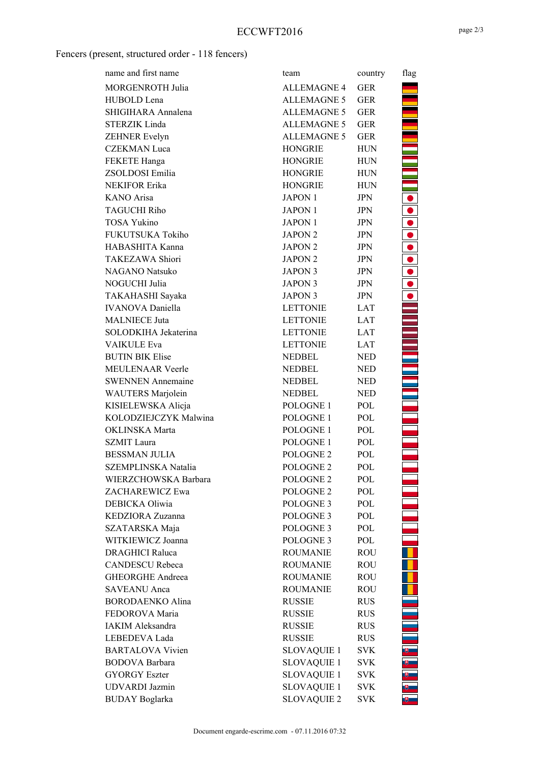Fencers (present, structured order - 118 fencers)

| name and first name | team | country | flag |
|---|---|---|---|
| MORGENROTH Julia | ALLEMAGNE 4 | GER | |
| HUBOLD Lena | ALLEMAGNE 5 | GER | |
| SHIGIHARA Annalena | ALLEMAGNE 5 | GER | |
| STERZIK Linda | ALLEMAGNE 5 | GER | |
| ZEHNER Evelyn | ALLEMAGNE 5 | GER | |
| CZEKMAN Luca | HONGRIE | HUN | |
| FEKETE Hanga | HONGRIE | HUN | |
| ZSOLDOSI Emilia | HONGRIE | HUN | |
| NEKIFOR Erika | HONGRIE | HUN | |
| KANO Arisa | JAPON 1 | JPN | |
| TAGUCHI Riho | JAPON 1 | JPN | |
| TOSA Yukino | JAPON 1 | JPN | |
| FUKUTSUKA Tokiho | JAPON 2 | JPN | |
| HABASHITA Kanna | JAPON 2 | JPN | |
| TAKEZAWA Shiori | JAPON 2 | JPN | |
| NAGANO Natsuko | JAPON 3 | JPN | |
| NOGUCHI Julia | JAPON 3 | JPN | |
| TAKAHASHI Sayaka | JAPON 3 | JPN | |
| IVANOVA Daniella | LETTONIE | LAT | |
| MALNIECE Juta | LETTONIE | LAT | |
| SOLODKIHA Jekaterina | LETTONIE | LAT | |
| VAIKULE Eva | LETTONIE | LAT | |
| BUTIN BIK Elise | NEDBEL | NED | |
| MEULENAAR Veerle | NEDBEL | NED | |
| SWENNEN Annemaine | NEDBEL | NED | |
| WAUTERS Marjolein | NEDBEL | NED | |
| KISIELEWSKA Alicja | POLOGNE 1 | POL | |
| KOLODZIEJCZYK Malwina | POLOGNE 1 | POL | |
| OKLINSKA Marta | POLOGNE 1 | POL | |
| SZMIT Laura | POLOGNE 1 | POL | |
| BESSMAN JULIA | POLOGNE 2 | POL | |
| SZEMPLINSKA Natalia | POLOGNE 2 | POL | |
| WIERZCHOWSKA Barbara | POLOGNE 2 | POL | |
| ZACHAREWICZ Ewa | POLOGNE 2 | POL | |
| DEBICKA Oliwia | POLOGNE 3 | POL | |
| KEDZIORA Zuzanna | POLOGNE 3 | POL | |
| SZATARSKA Maja | POLOGNE 3 | POL | |
| WITKIEWICZ Joanna | POLOGNE 3 | POL | |
| DRAGHICI Raluca | ROUMANIE | ROU | |
| CANDESCU Rebeca | ROUMANIE | ROU | |
| GHEORGHE Andreea | ROUMANIE | ROU | |
| SAVEANU Anca | ROUMANIE | ROU | |
| BORODAENKO Alina | RUSSIE | RUS | |
| FEDOROVA Maria | RUSSIE | RUS | |
| IAKIM Aleksandra | RUSSIE | RUS | |
| LEBEDEVA Lada | RUSSIE | RUS | |
| BARTALOVA Vivien | SLOVAQUIE 1 | SVK | |
| BODOVA Barbara | SLOVAQUIE 1 | SVK | |
| GYORGY Eszter | SLOVAQUIE 1 | SVK | |
| UDVARDI Jazmin | SLOVAQUIE 1 | SVK | |
| BUDAY Boglarka | SLOVAQUIE 2 | SVK | |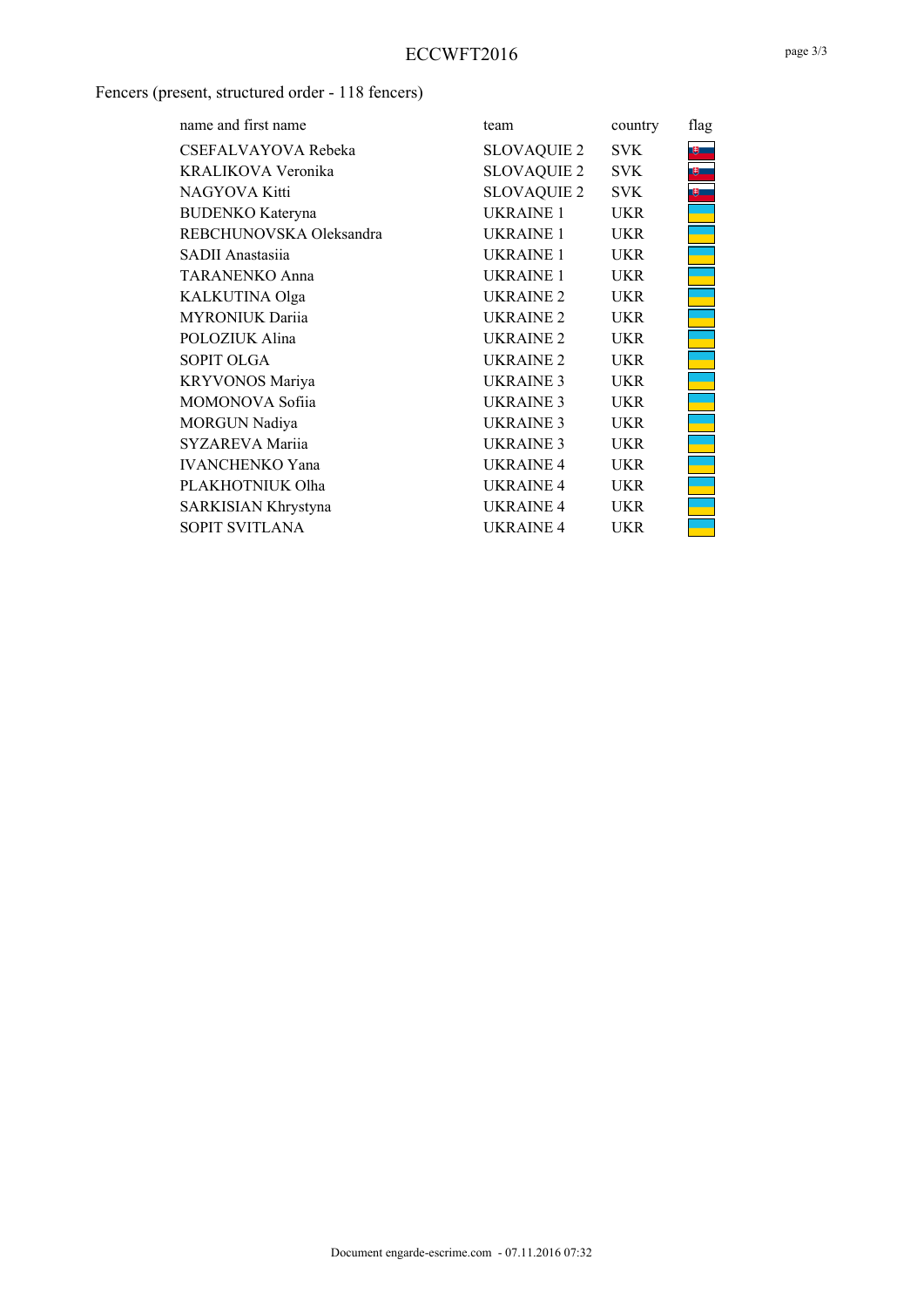Fencers (present, structured order - 118 fencers)

| name and first name | team | country | flag |
| --- | --- | --- | --- |
| CSEFALVAYOVA Rebeka | SLOVAQUIE 2 | SVK | |
| KRALIKOVA Veronika | SLOVAQUIE 2 | SVK | |
| NAGYOVA Kitti | SLOVAQUIE 2 | SVK | |
| BUDENKO Kateryna | UKRAINE 1 | UKR | |
| REBCHUNOVSKA Oleksandra | UKRAINE 1 | UKR | |
| SADII Anastasiia | UKRAINE 1 | UKR | |
| TARANENKO Anna | UKRAINE 1 | UKR | |
| KALKUTINA Olga | UKRAINE 2 | UKR | |
| MYRONIUK Dariia | UKRAINE 2 | UKR | |
| POLOZIUK Alina | UKRAINE 2 | UKR | |
| SOPIT OLGA | UKRAINE 2 | UKR | |
| KRYVONOS Mariya | UKRAINE 3 | UKR | |
| MOMONOVA Sofiia | UKRAINE 3 | UKR | |
| MORGUN Nadiya | UKRAINE 3 | UKR | |
| SYZAREVA Mariia | UKRAINE 3 | UKR | |
| IVANCHENKO Yana | UKRAINE 4 | UKR | |
| PLAKHOTNIUK Olha | UKRAINE 4 | UKR | |
| SARKISIAN Khrystyna | UKRAINE 4 | UKR | |
| SOPIT SVITLANA | UKRAINE 4 | UKR | |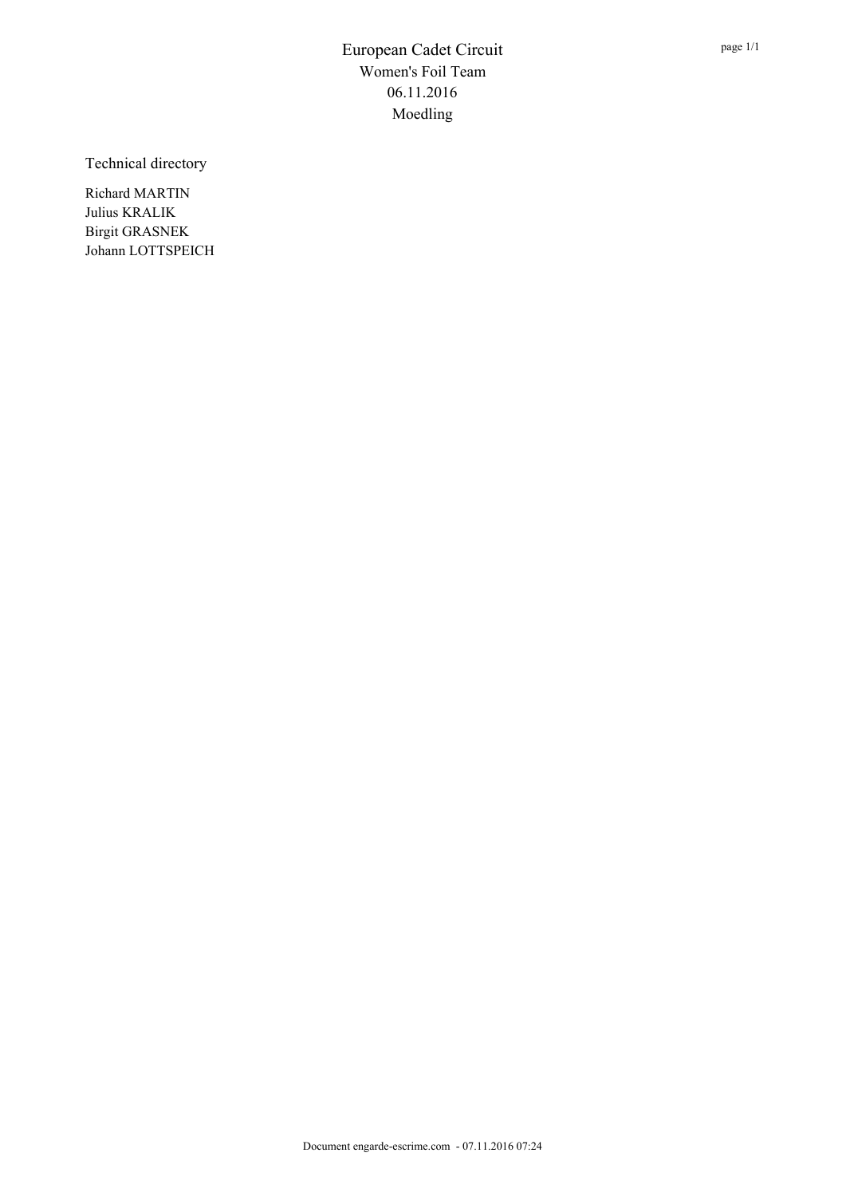# European Cadet Circuit

Women's Foil Team

06.11.2016

Moedling

## Technical directory

Richard MARTIN
Julius KRALIK
Birgit GRASNEK
Johann LOTTSPEICH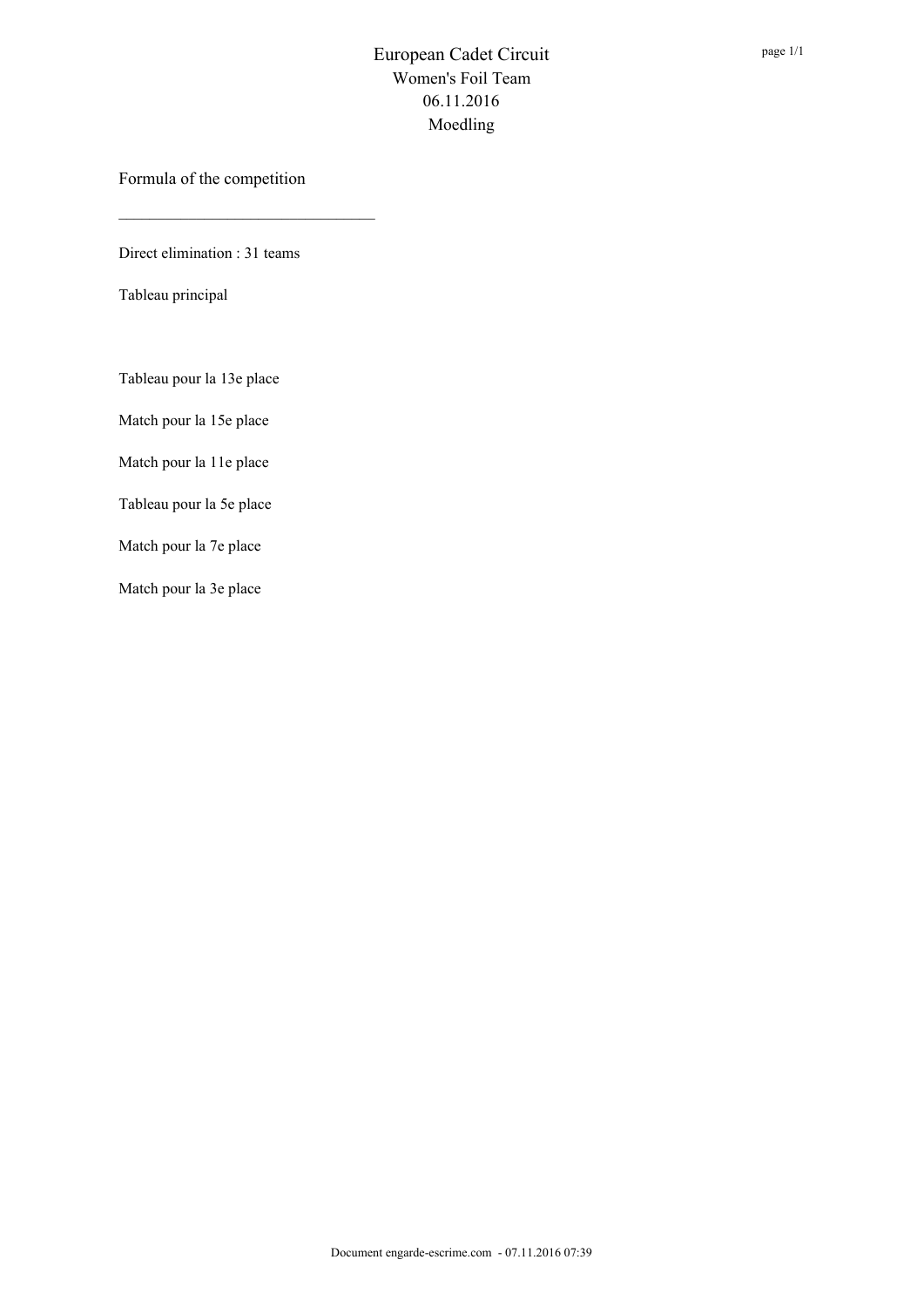# European Cadet Circuit

Women's Foil Team

06.11.2016

Moedling

Formula of the competition

---

Direct elimination : 31 teams

Tableau principal

Tableau pour la 13e place

Match pour la 15e place

Match pour la 11e place

Tableau pour la 5e place

Match pour la 7e place

Match pour la 3e place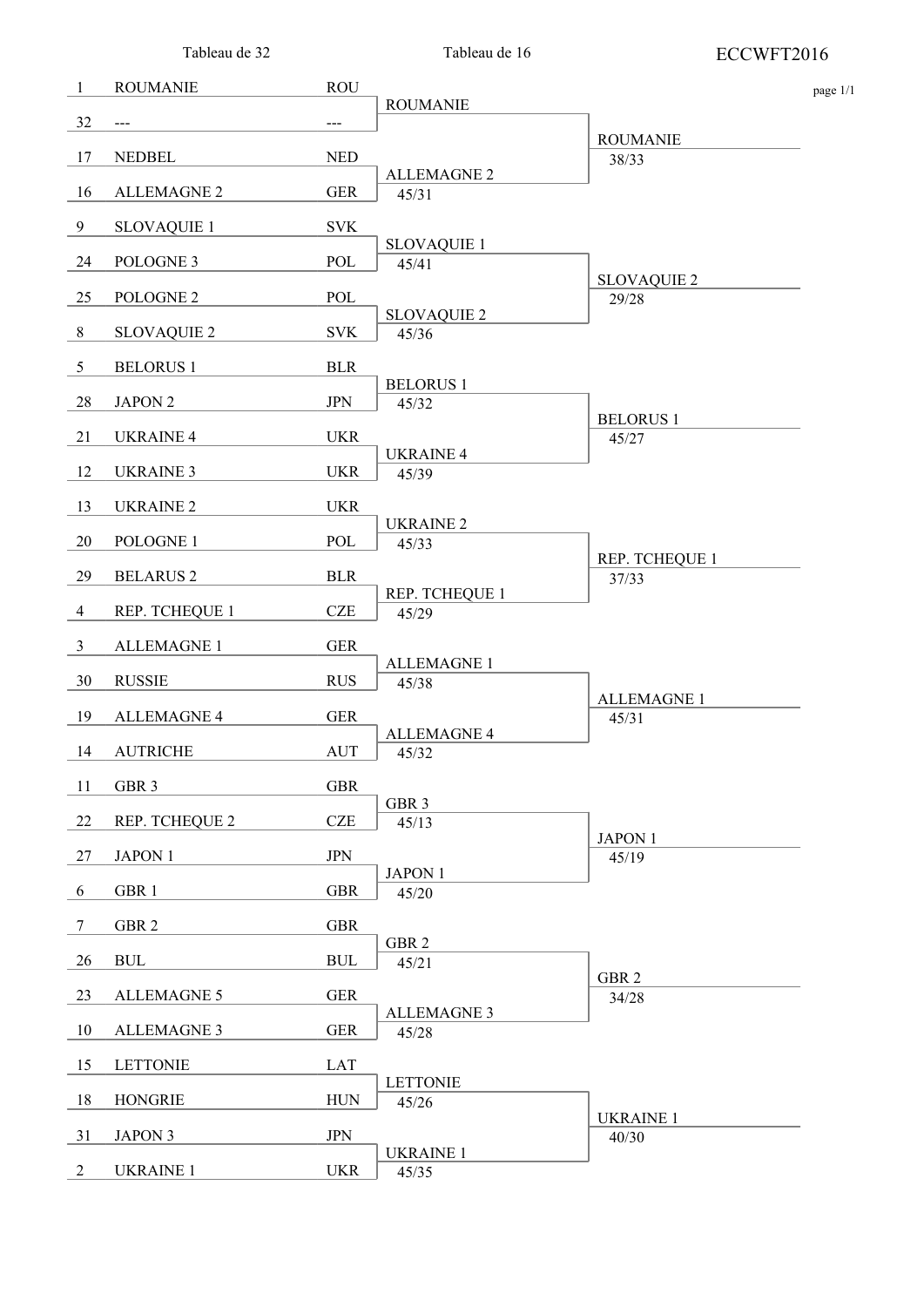# ECCWFT2016

## Tableau de 32

| # | Équipe | Pays |
|---|---|---|
| 1 | ROUMANIE | ROU |
| 32 | --- | --- |
| 17 | NEDBEL | NED |
| 16 | ALLEMAGNE 2 | GER |
| 9 | SLOVAQUIE 1 | SVK |
| 24 | POLOGNE 3 | POL |
| 25 | POLOGNE 2 | POL |
| 8 | SLOVAQUIE 2 | SVK |
| 5 | BELORUS 1 | BLR |
| 28 | JAPON 2 | JPN |
| 21 | UKRAINE 4 | UKR |
| 12 | UKRAINE 3 | UKR |
| 13 | UKRAINE 2 | UKR |
| 20 | POLOGNE 1 | POL |
| 29 | BELARUS 2 | BLR |
| 4 | REP. TCHEQUE 1 | CZE |
| 3 | ALLEMAGNE 1 | GER |
| 30 | RUSSIE | RUS |
| 19 | ALLEMAGNE 4 | GER |
| 14 | AUTRICHE | AUT |
| 11 | GBR 3 | GBR |
| 22 | REP. TCHEQUE 2 | CZE |
| 27 | JAPON 1 | JPN |
| 6 | GBR 1 | GBR |
| 7 | GBR 2 | GBR |
| 26 | BUL | BUL |
| 23 | ALLEMAGNE 5 | GER |
| 10 | ALLEMAGNE 3 | GER |
| 15 | LETTONIE | LAT |
| 18 | HONGRIE | HUN |
| 31 | JAPON 3 | JPN |
| 2 | UKRAINE 1 | UKR |

## Tableau de 16

| Vainqueur | Score |
|---|---|
| ROUMANIE | |
| ALLEMAGNE 2 | 45/31 |
| SLOVAQUIE 1 | 45/41 |
| SLOVAQUIE 2 | 45/36 |
| BELORUS 1 | 45/32 |
| UKRAINE 4 | 45/39 |
| UKRAINE 2 | 45/33 |
| REP. TCHEQUE 1 | 45/29 |
| ALLEMAGNE 1 | 45/38 |
| ALLEMAGNE 4 | 45/32 |
| GBR 3 | 45/13 |
| JAPON 1 | 45/20 |
| GBR 2 | 45/21 |
| ALLEMAGNE 3 | 45/28 |
| LETTONIE | 45/26 |
| UKRAINE 1 | 45/35 |

## Tableau de 8

| Vainqueur | Score |
|---|---|
| ROUMANIE | 38/33 |
| SLOVAQUIE 2 | 29/28 |
| BELORUS 1 | 45/27 |
| REP. TCHEQUE 1 | 37/33 |
| ALLEMAGNE 1 | 45/31 |
| JAPON 1 | 45/19 |
| GBR 2 | 34/28 |
| UKRAINE 1 | 40/30 |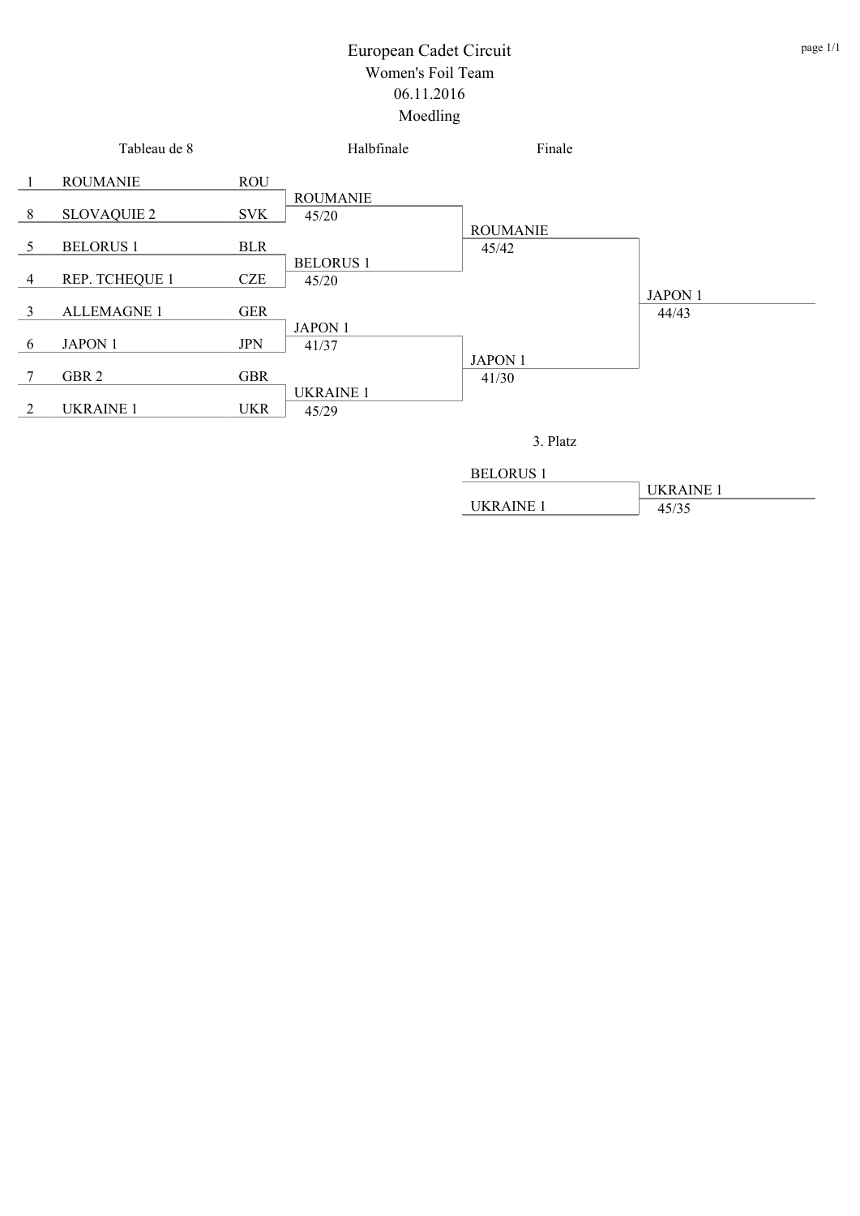# European Cadet Circuit

## Women's Foil Team

06.11.2016

Moedling

### Tableau de 8

| Seed | Team | Nation |
| --- | --- | --- |
| 1 | ROUMANIE | ROU |
| 8 | SLOVAQUIE 2 | SVK |
| 5 | BELORUS 1 | BLR |
| 4 | REP. TCHEQUE 1 | CZE |
| 3 | ALLEMAGNE 1 | GER |
| 6 | JAPON 1 | JPN |
| 7 | GBR 2 | GBR |
| 2 | UKRAINE 1 | UKR |

### Halbfinale

| Winner | Score |
| --- | --- |
| ROUMANIE | 45/20 |
| BELORUS 1 | 45/20 |
| JAPON 1 | 41/37 |
| UKRAINE 1 | 45/29 |

### Finale

| Winner | Score |
| --- | --- |
| ROUMANIE | 45/42 |
| JAPON 1 | 41/30 |

| Winner | Score |
| --- | --- |
| JAPON 1 | 44/43 |

### 3. Platz

| Team |
| --- |
| BELORUS 1 |
| UKRAINE 1 |

| Winner | Score |
| --- | --- |
| UKRAINE 1 | 45/35 |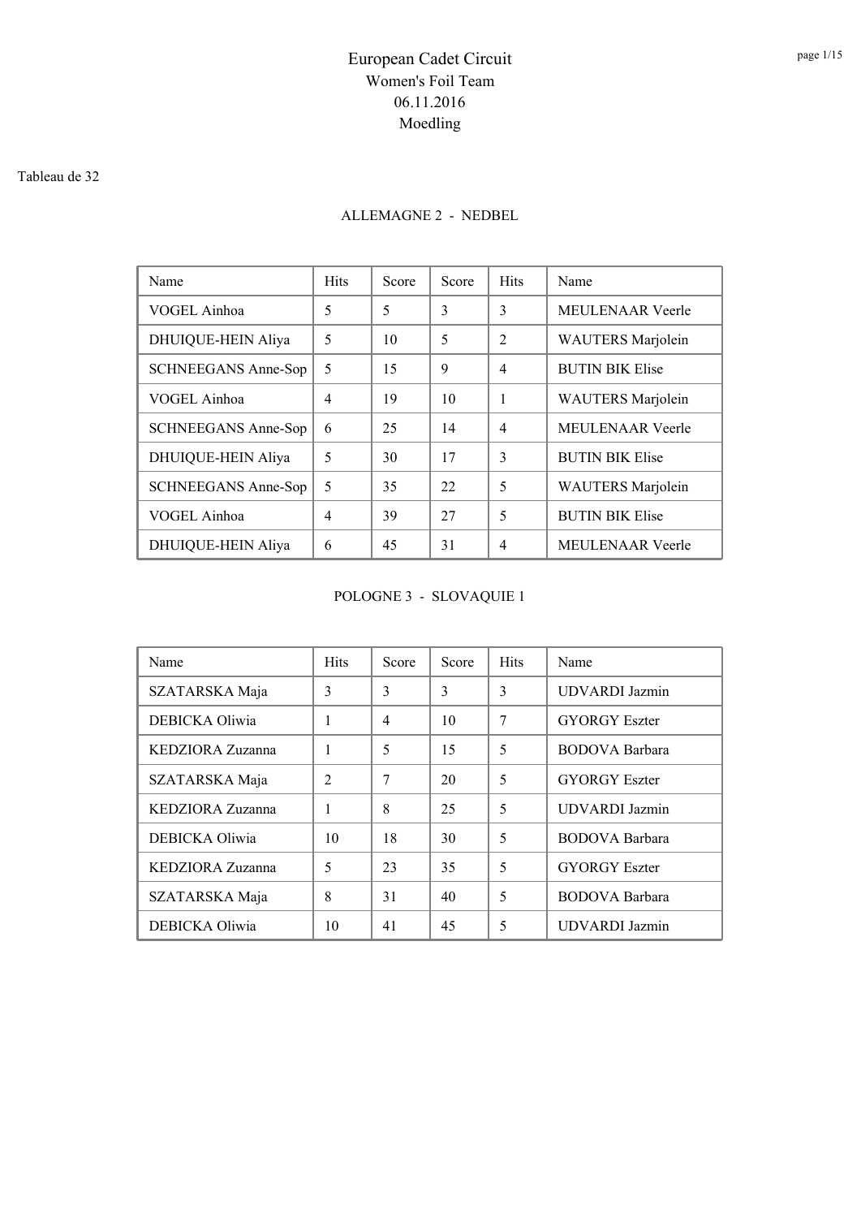# European Cadet Circuit
## Women's Foil Team
## 06.11.2016
## Moedling

Tableau de 32

### ALLEMAGNE 2 - NEDBEL

| Name | Hits | Score | Score | Hits | Name |
|---|---|---|---|---|---|
| VOGEL Ainhoa | 5 | 5 | 3 | 3 | MEULENAAR Veerle |
| DHUIQUE-HEIN Aliya | 5 | 10 | 5 | 2 | WAUTERS Marjolein |
| SCHNEEGANS Anne-Sop | 5 | 15 | 9 | 4 | BUTIN BIK Elise |
| VOGEL Ainhoa | 4 | 19 | 10 | 1 | WAUTERS Marjolein |
| SCHNEEGANS Anne-Sop | 6 | 25 | 14 | 4 | MEULENAAR Veerle |
| DHUIQUE-HEIN Aliya | 5 | 30 | 17 | 3 | BUTIN BIK Elise |
| SCHNEEGANS Anne-Sop | 5 | 35 | 22 | 5 | WAUTERS Marjolein |
| VOGEL Ainhoa | 4 | 39 | 27 | 5 | BUTIN BIK Elise |
| DHUIQUE-HEIN Aliya | 6 | 45 | 31 | 4 | MEULENAAR Veerle |

### POLOGNE 3 - SLOVAQUIE 1

| Name | Hits | Score | Score | Hits | Name |
|---|---|---|---|---|---|
| SZATARSKA Maja | 3 | 3 | 3 | 3 | UDVARDI Jazmin |
| DEBICKA Oliwia | 1 | 4 | 10 | 7 | GYORGY Eszter |
| KEDZIORA Zuzanna | 1 | 5 | 15 | 5 | BODOVA Barbara |
| SZATARSKA Maja | 2 | 7 | 20 | 5 | GYORGY Eszter |
| KEDZIORA Zuzanna | 1 | 8 | 25 | 5 | UDVARDI Jazmin |
| DEBICKA Oliwia | 10 | 18 | 30 | 5 | BODOVA Barbara |
| KEDZIORA Zuzanna | 5 | 23 | 35 | 5 | GYORGY Eszter |
| SZATARSKA Maja | 8 | 31 | 40 | 5 | BODOVA Barbara |
| DEBICKA Oliwia | 10 | 41 | 45 | 5 | UDVARDI Jazmin |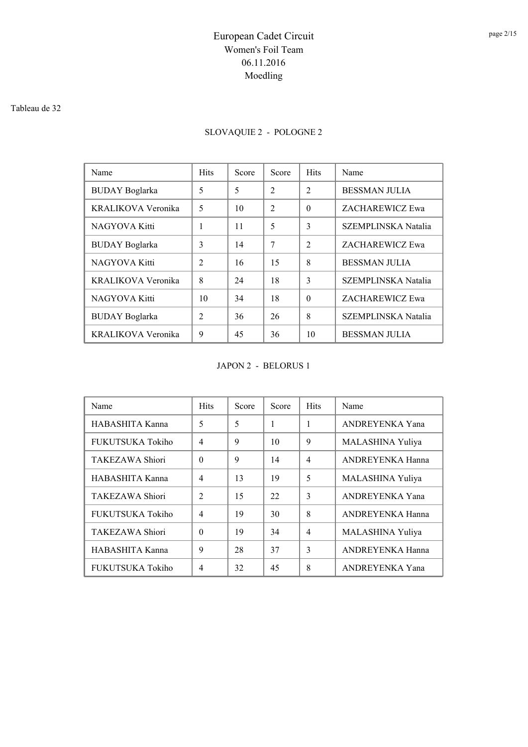# European Cadet Circuit
## Women's Foil Team
## 06.11.2016
## Moedling

Tableau de 32

### SLOVAQUIE 2 - POLOGNE 2

| Name | Hits | Score | Score | Hits | Name |
|---|---|---|---|---|---|
| BUDAY Boglarka | 5 | 5 | 2 | 2 | BESSMAN JULIA |
| KRALIKOVA Veronika | 5 | 10 | 2 | 0 | ZACHAREWICZ Ewa |
| NAGYOVA Kitti | 1 | 11 | 5 | 3 | SZEMPLINSKA Natalia |
| BUDAY Boglarka | 3 | 14 | 7 | 2 | ZACHAREWICZ Ewa |
| NAGYOVA Kitti | 2 | 16 | 15 | 8 | BESSMAN JULIA |
| KRALIKOVA Veronika | 8 | 24 | 18 | 3 | SZEMPLINSKA Natalia |
| NAGYOVA Kitti | 10 | 34 | 18 | 0 | ZACHAREWICZ Ewa |
| BUDAY Boglarka | 2 | 36 | 26 | 8 | SZEMPLINSKA Natalia |
| KRALIKOVA Veronika | 9 | 45 | 36 | 10 | BESSMAN JULIA |

### JAPON 2 - BELORUS 1

| Name | Hits | Score | Score | Hits | Name |
|---|---|---|---|---|---|
| HABASHITA Kanna | 5 | 5 | 1 | 1 | ANDREYENKA Yana |
| FUKUTSUKA Tokiho | 4 | 9 | 10 | 9 | MALASHINA Yuliya |
| TAKEZAWA Shiori | 0 | 9 | 14 | 4 | ANDREYENKA Hanna |
| HABASHITA Kanna | 4 | 13 | 19 | 5 | MALASHINA Yuliya |
| TAKEZAWA Shiori | 2 | 15 | 22 | 3 | ANDREYENKA Yana |
| FUKUTSUKA Tokiho | 4 | 19 | 30 | 8 | ANDREYENKA Hanna |
| TAKEZAWA Shiori | 0 | 19 | 34 | 4 | MALASHINA Yuliya |
| HABASHITA Kanna | 9 | 28 | 37 | 3 | ANDREYENKA Hanna |
| FUKUTSUKA Tokiho | 4 | 32 | 45 | 8 | ANDREYENKA Yana |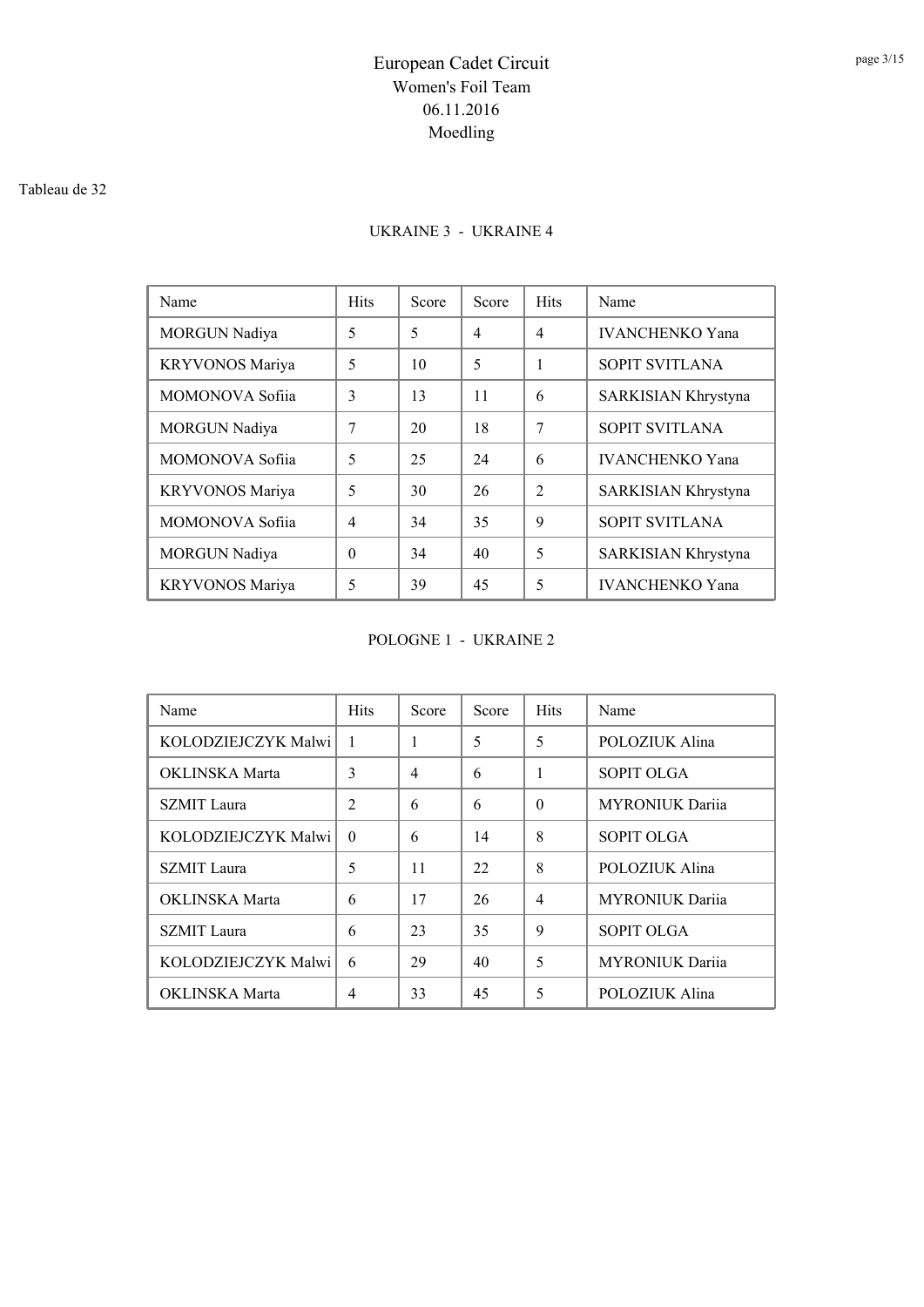# European Cadet Circuit
## Women's Foil Team
## 06.11.2016
## Moedling

Tableau de 32

### UKRAINE 3 - UKRAINE 4

| Name | Hits | Score | Score | Hits | Name |
|---|---|---|---|---|---|
| MORGUN Nadiya | 5 | 5 | 4 | 4 | IVANCHENKO Yana |
| KRYVONOS Mariya | 5 | 10 | 5 | 1 | SOPIT SVITLANA |
| MOMONOVA Sofiia | 3 | 13 | 11 | 6 | SARKISIAN Khrystyna |
| MORGUN Nadiya | 7 | 20 | 18 | 7 | SOPIT SVITLANA |
| MOMONOVA Sofiia | 5 | 25 | 24 | 6 | IVANCHENKO Yana |
| KRYVONOS Mariya | 5 | 30 | 26 | 2 | SARKISIAN Khrystyna |
| MOMONOVA Sofiia | 4 | 34 | 35 | 9 | SOPIT SVITLANA |
| MORGUN Nadiya | 0 | 34 | 40 | 5 | SARKISIAN Khrystyna |
| KRYVONOS Mariya | 5 | 39 | 45 | 5 | IVANCHENKO Yana |

### POLOGNE 1 - UKRAINE 2

| Name | Hits | Score | Score | Hits | Name |
|---|---|---|---|---|---|
| KOLODZIEJCZYK Malwi | 1 | 1 | 5 | 5 | POLOZIUK Alina |
| OKLINSKA Marta | 3 | 4 | 6 | 1 | SOPIT OLGA |
| SZMIT Laura | 2 | 6 | 6 | 0 | MYRONIUK Dariia |
| KOLODZIEJCZYK Malwi | 0 | 6 | 14 | 8 | SOPIT OLGA |
| SZMIT Laura | 5 | 11 | 22 | 8 | POLOZIUK Alina |
| OKLINSKA Marta | 6 | 17 | 26 | 4 | MYRONIUK Dariia |
| SZMIT Laura | 6 | 23 | 35 | 9 | SOPIT OLGA |
| KOLODZIEJCZYK Malwi | 6 | 29 | 40 | 5 | MYRONIUK Dariia |
| OKLINSKA Marta | 4 | 33 | 45 | 5 | POLOZIUK Alina |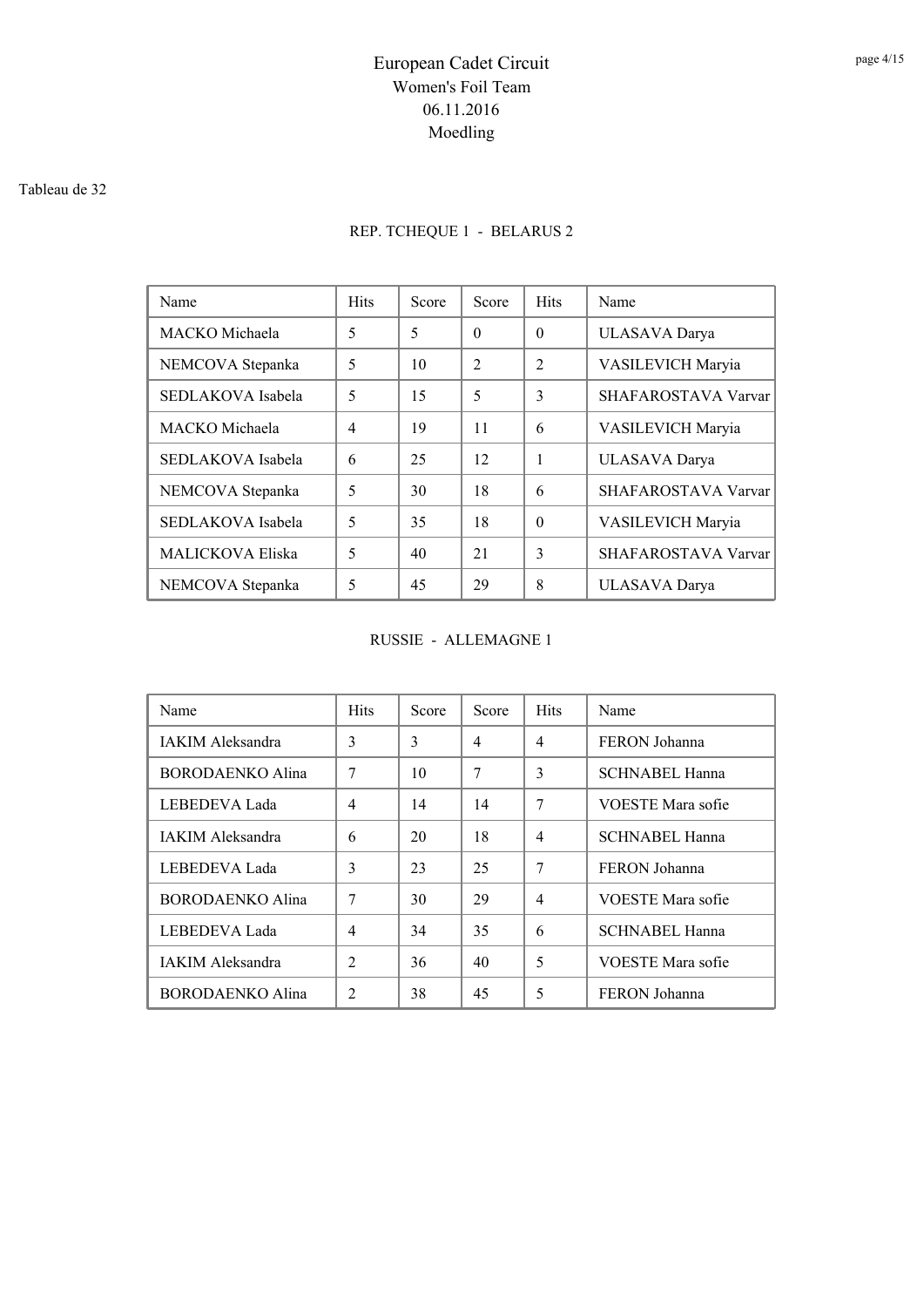# European Cadet Circuit
## Women's Foil Team
## 06.11.2016
## Moedling

Tableau de 32

### REP. TCHEQUE 1 - BELARUS 2

| Name | Hits | Score | Score | Hits | Name |
|---|---|---|---|---|---|
| MACKO Michaela | 5 | 5 | 0 | 0 | ULASAVA Darya |
| NEMCOVA Stepanka | 5 | 10 | 2 | 2 | VASILEVICH Maryia |
| SEDLAKOVA Isabela | 5 | 15 | 5 | 3 | SHAFAROSTAVA Varvar |
| MACKO Michaela | 4 | 19 | 11 | 6 | VASILEVICH Maryia |
| SEDLAKOVA Isabela | 6 | 25 | 12 | 1 | ULASAVA Darya |
| NEMCOVA Stepanka | 5 | 30 | 18 | 6 | SHAFAROSTAVA Varvar |
| SEDLAKOVA Isabela | 5 | 35 | 18 | 0 | VASILEVICH Maryia |
| MALICKOVA Eliska | 5 | 40 | 21 | 3 | SHAFAROSTAVA Varvar |
| NEMCOVA Stepanka | 5 | 45 | 29 | 8 | ULASAVA Darya |

### RUSSIE - ALLEMAGNE 1

| Name | Hits | Score | Score | Hits | Name |
|---|---|---|---|---|---|
| IAKIM Aleksandra | 3 | 3 | 4 | 4 | FERON Johanna |
| BORODAENKO Alina | 7 | 10 | 7 | 3 | SCHNABEL Hanna |
| LEBEDEVA Lada | 4 | 14 | 14 | 7 | VOESTE Mara sofie |
| IAKIM Aleksandra | 6 | 20 | 18 | 4 | SCHNABEL Hanna |
| LEBEDEVA Lada | 3 | 23 | 25 | 7 | FERON Johanna |
| BORODAENKO Alina | 7 | 30 | 29 | 4 | VOESTE Mara sofie |
| LEBEDEVA Lada | 4 | 34 | 35 | 6 | SCHNABEL Hanna |
| IAKIM Aleksandra | 2 | 36 | 40 | 5 | VOESTE Mara sofie |
| BORODAENKO Alina | 2 | 38 | 45 | 5 | FERON Johanna |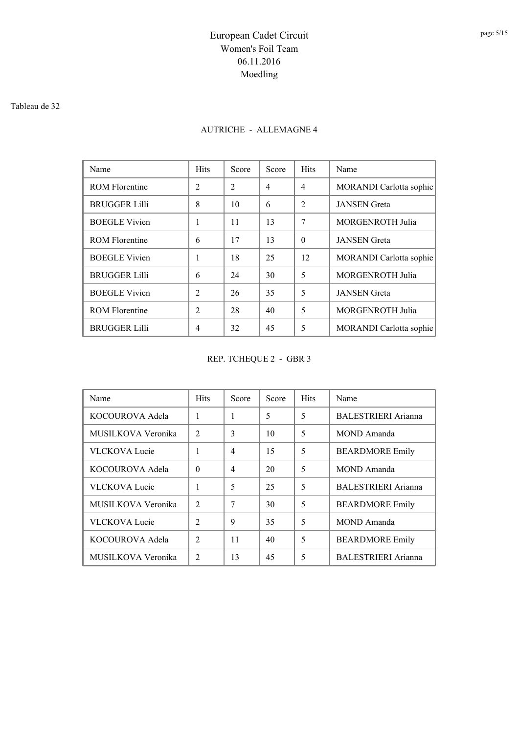# European Cadet Circuit

## Women's Foil Team

## 06.11.2016

## Moedling

Tableau de 32

### AUTRICHE - ALLEMAGNE 4

| Name | Hits | Score | Score | Hits | Name |
|---|---|---|---|---|---|
| ROM Florentine | 2 | 2 | 4 | 4 | MORANDI Carlotta sophie |
| BRUGGER Lilli | 8 | 10 | 6 | 2 | JANSEN Greta |
| BOEGLE Vivien | 1 | 11 | 13 | 7 | MORGENROTH Julia |
| ROM Florentine | 6 | 17 | 13 | 0 | JANSEN Greta |
| BOEGLE Vivien | 1 | 18 | 25 | 12 | MORANDI Carlotta sophie |
| BRUGGER Lilli | 6 | 24 | 30 | 5 | MORGENROTH Julia |
| BOEGLE Vivien | 2 | 26 | 35 | 5 | JANSEN Greta |
| ROM Florentine | 2 | 28 | 40 | 5 | MORGENROTH Julia |
| BRUGGER Lilli | 4 | 32 | 45 | 5 | MORANDI Carlotta sophie |

### REP. TCHEQUE 2 - GBR 3

| Name | Hits | Score | Score | Hits | Name |
|---|---|---|---|---|---|
| KOCOUROVA Adela | 1 | 1 | 5 | 5 | BALESTRIERI Arianna |
| MUSILKOVA Veronika | 2 | 3 | 10 | 5 | MOND Amanda |
| VLCKOVA Lucie | 1 | 4 | 15 | 5 | BEARDMORE Emily |
| KOCOUROVA Adela | 0 | 4 | 20 | 5 | MOND Amanda |
| VLCKOVA Lucie | 1 | 5 | 25 | 5 | BALESTRIERI Arianna |
| MUSILKOVA Veronika | 2 | 7 | 30 | 5 | BEARDMORE Emily |
| VLCKOVA Lucie | 2 | 9 | 35 | 5 | MOND Amanda |
| KOCOUROVA Adela | 2 | 11 | 40 | 5 | BEARDMORE Emily |
| MUSILKOVA Veronika | 2 | 13 | 45 | 5 | BALESTRIERI Arianna |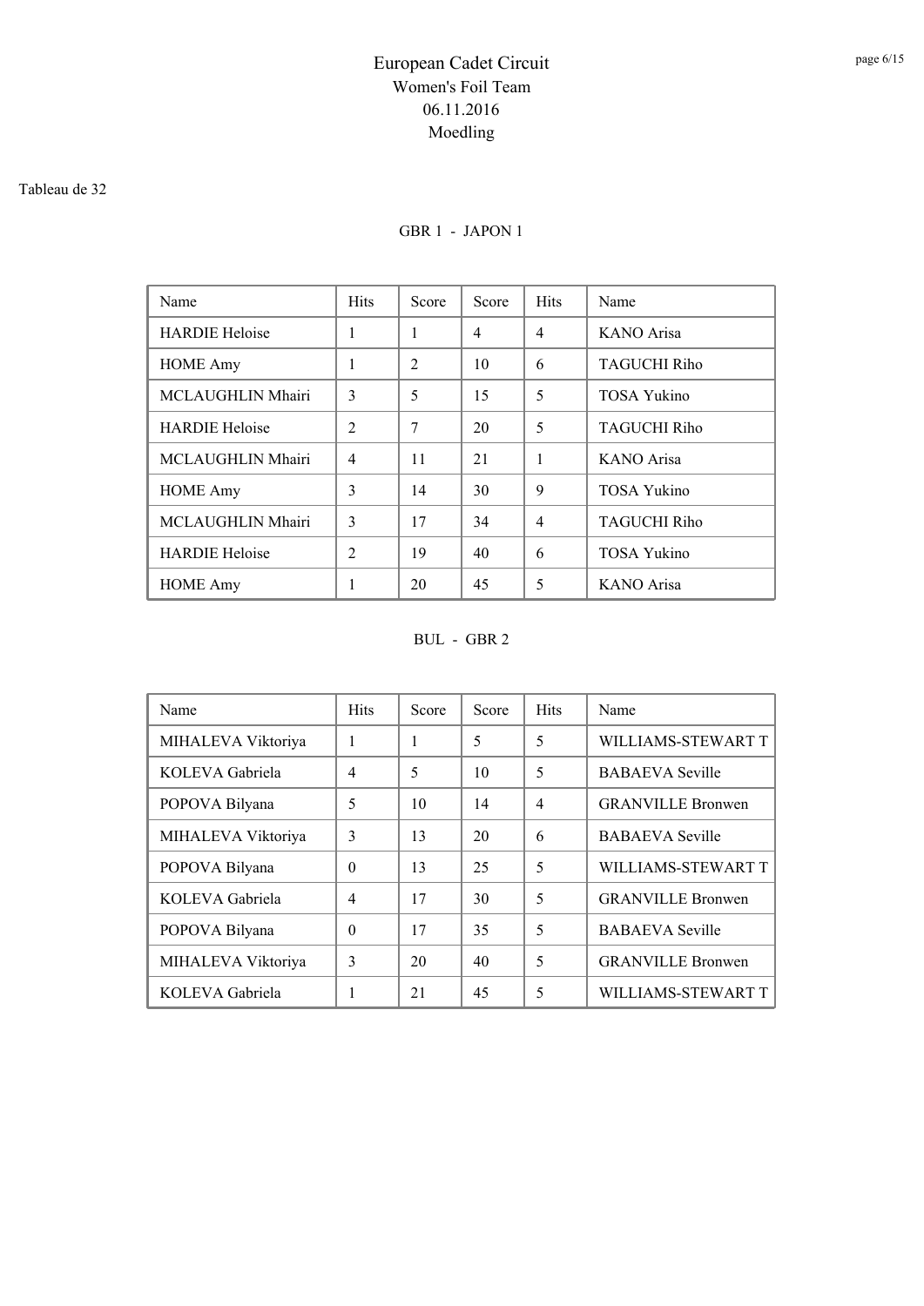# European Cadet Circuit

## Women's Foil Team

06.11.2016

Moedling

Tableau de 32

### GBR 1 - JAPON 1

| Name | Hits | Score | Score | Hits | Name |
|---|---|---|---|---|---|
| HARDIE Heloise | 1 | 1 | 4 | 4 | KANO Arisa |
| HOME Amy | 1 | 2 | 10 | 6 | TAGUCHI Riho |
| MCLAUGHLIN Mhairi | 3 | 5 | 15 | 5 | TOSA Yukino |
| HARDIE Heloise | 2 | 7 | 20 | 5 | TAGUCHI Riho |
| MCLAUGHLIN Mhairi | 4 | 11 | 21 | 1 | KANO Arisa |
| HOME Amy | 3 | 14 | 30 | 9 | TOSA Yukino |
| MCLAUGHLIN Mhairi | 3 | 17 | 34 | 4 | TAGUCHI Riho |
| HARDIE Heloise | 2 | 19 | 40 | 6 | TOSA Yukino |
| HOME Amy | 1 | 20 | 45 | 5 | KANO Arisa |

### BUL - GBR 2

| Name | Hits | Score | Score | Hits | Name |
|---|---|---|---|---|---|
| MIHALEVA Viktoriya | 1 | 1 | 5 | 5 | WILLIAMS-STEWART T |
| KOLEVA Gabriela | 4 | 5 | 10 | 5 | BABAEVA Seville |
| POPOVA Bilyana | 5 | 10 | 14 | 4 | GRANVILLE Bronwen |
| MIHALEVA Viktoriya | 3 | 13 | 20 | 6 | BABAEVA Seville |
| POPOVA Bilyana | 0 | 13 | 25 | 5 | WILLIAMS-STEWART T |
| KOLEVA Gabriela | 4 | 17 | 30 | 5 | GRANVILLE Bronwen |
| POPOVA Bilyana | 0 | 17 | 35 | 5 | BABAEVA Seville |
| MIHALEVA Viktoriya | 3 | 20 | 40 | 5 | GRANVILLE Bronwen |
| KOLEVA Gabriela | 1 | 21 | 45 | 5 | WILLIAMS-STEWART T |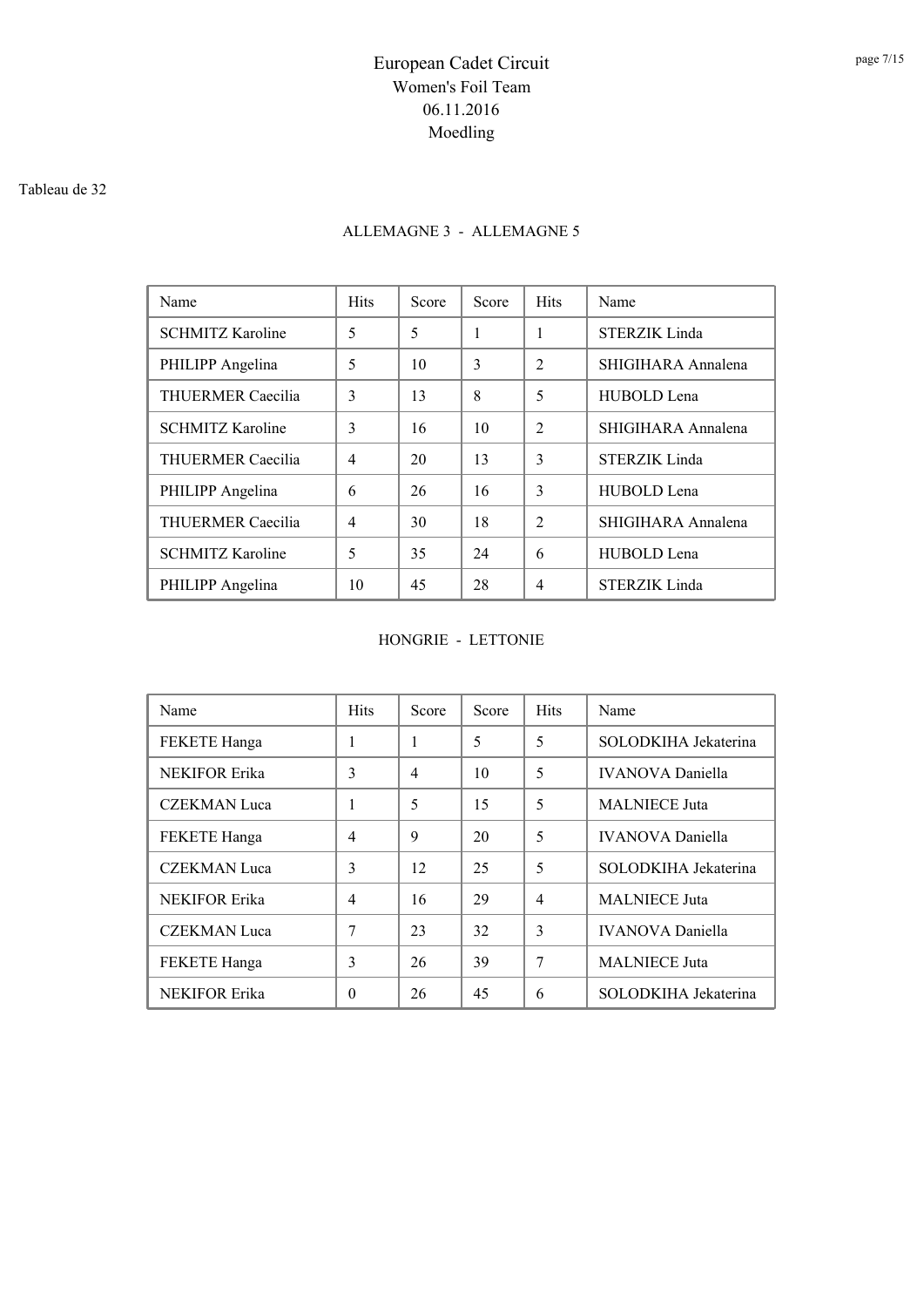# European Cadet Circuit
## Women's Foil Team
## 06.11.2016
## Moedling

Tableau de 32

### ALLEMAGNE 3 - ALLEMAGNE 5

| Name | Hits | Score | Score | Hits | Name |
|---|---|---|---|---|---|
| SCHMITZ Karoline | 5 | 5 | 1 | 1 | STERZIK Linda |
| PHILIPP Angelina | 5 | 10 | 3 | 2 | SHIGIHARA Annalena |
| THUERMER Caecilia | 3 | 13 | 8 | 5 | HUBOLD Lena |
| SCHMITZ Karoline | 3 | 16 | 10 | 2 | SHIGIHARA Annalena |
| THUERMER Caecilia | 4 | 20 | 13 | 3 | STERZIK Linda |
| PHILIPP Angelina | 6 | 26 | 16 | 3 | HUBOLD Lena |
| THUERMER Caecilia | 4 | 30 | 18 | 2 | SHIGIHARA Annalena |
| SCHMITZ Karoline | 5 | 35 | 24 | 6 | HUBOLD Lena |
| PHILIPP Angelina | 10 | 45 | 28 | 4 | STERZIK Linda |

### HONGRIE - LETTONIE

| Name | Hits | Score | Score | Hits | Name |
|---|---|---|---|---|---|
| FEKETE Hanga | 1 | 1 | 5 | 5 | SOLODKIHA Jekaterina |
| NEKIFOR Erika | 3 | 4 | 10 | 5 | IVANOVA Daniella |
| CZEKMAN Luca | 1 | 5 | 15 | 5 | MALNIECE Juta |
| FEKETE Hanga | 4 | 9 | 20 | 5 | IVANOVA Daniella |
| CZEKMAN Luca | 3 | 12 | 25 | 5 | SOLODKIHA Jekaterina |
| NEKIFOR Erika | 4 | 16 | 29 | 4 | MALNIECE Juta |
| CZEKMAN Luca | 7 | 23 | 32 | 3 | IVANOVA Daniella |
| FEKETE Hanga | 3 | 26 | 39 | 7 | MALNIECE Juta |
| NEKIFOR Erika | 0 | 26 | 45 | 6 | SOLODKIHA Jekaterina |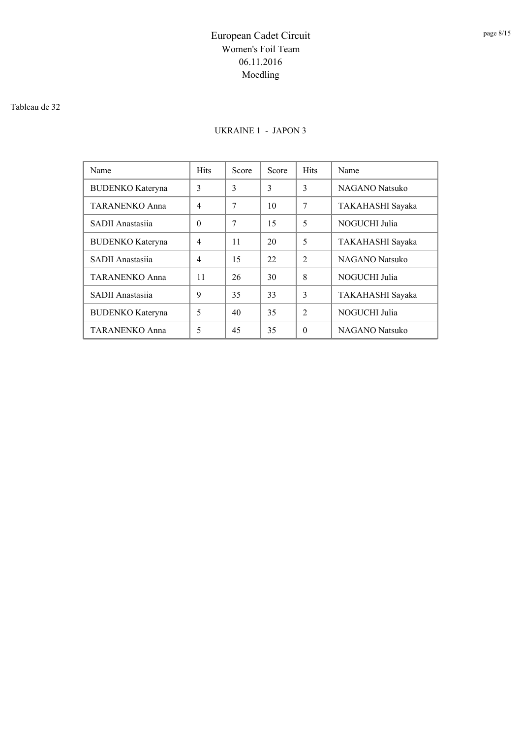# European Cadet Circuit
## Women's Foil Team
## 06.11.2016
## Moedling

Tableau de 32

### UKRAINE 1 - JAPON 3

| Name | Hits | Score | Score | Hits | Name |
|---|---|---|---|---|---|
| BUDENKO Kateryna | 3 | 3 | 3 | 3 | NAGANO Natsuko |
| TARANENKO Anna | 4 | 7 | 10 | 7 | TAKAHASHI Sayaka |
| SADII Anastasiia | 0 | 7 | 15 | 5 | NOGUCHI Julia |
| BUDENKO Kateryna | 4 | 11 | 20 | 5 | TAKAHASHI Sayaka |
| SADII Anastasiia | 4 | 15 | 22 | 2 | NAGANO Natsuko |
| TARANENKO Anna | 11 | 26 | 30 | 8 | NOGUCHI Julia |
| SADII Anastasiia | 9 | 35 | 33 | 3 | TAKAHASHI Sayaka |
| BUDENKO Kateryna | 5 | 40 | 35 | 2 | NOGUCHI Julia |
| TARANENKO Anna | 5 | 45 | 35 | 0 | NAGANO Natsuko |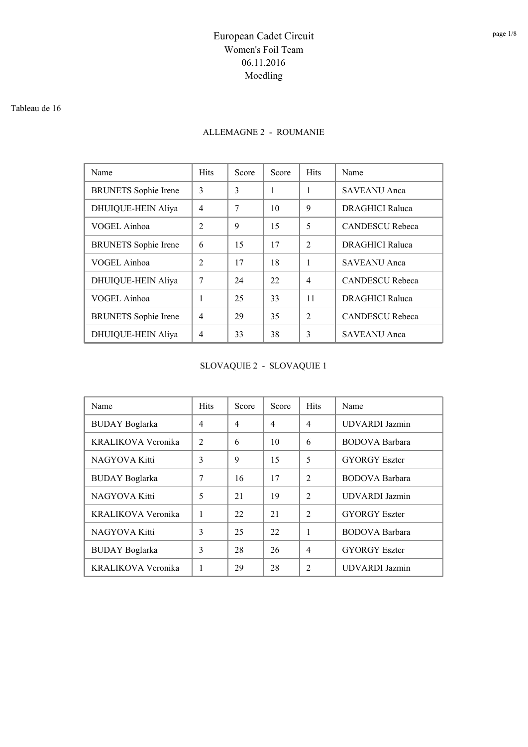# European Cadet Circuit

Women's Foil Team

06.11.2016

Moedling

Tableau de 16

## ALLEMAGNE 2 - ROUMANIE

| Name | Hits | Score | Score | Hits | Name |
|---|---|---|---|---|---|
| BRUNETS Sophie Irene | 3 | 3 | 1 | 1 | SAVEANU Anca |
| DHUIQUE-HEIN Aliya | 4 | 7 | 10 | 9 | DRAGHICI Raluca |
| VOGEL Ainhoa | 2 | 9 | 15 | 5 | CANDESCU Rebeca |
| BRUNETS Sophie Irene | 6 | 15 | 17 | 2 | DRAGHICI Raluca |
| VOGEL Ainhoa | 2 | 17 | 18 | 1 | SAVEANU Anca |
| DHUIQUE-HEIN Aliya | 7 | 24 | 22 | 4 | CANDESCU Rebeca |
| VOGEL Ainhoa | 1 | 25 | 33 | 11 | DRAGHICI Raluca |
| BRUNETS Sophie Irene | 4 | 29 | 35 | 2 | CANDESCU Rebeca |
| DHUIQUE-HEIN Aliya | 4 | 33 | 38 | 3 | SAVEANU Anca |

## SLOVAQUIE 2 - SLOVAQUIE 1

| Name | Hits | Score | Score | Hits | Name |
|---|---|---|---|---|---|
| BUDAY Boglarka | 4 | 4 | 4 | 4 | UDVARDI Jazmin |
| KRALIKOVA Veronika | 2 | 6 | 10 | 6 | BODOVA Barbara |
| NAGYOVA Kitti | 3 | 9 | 15 | 5 | GYORGY Eszter |
| BUDAY Boglarka | 7 | 16 | 17 | 2 | BODOVA Barbara |
| NAGYOVA Kitti | 5 | 21 | 19 | 2 | UDVARDI Jazmin |
| KRALIKOVA Veronika | 1 | 22 | 21 | 2 | GYORGY Eszter |
| NAGYOVA Kitti | 3 | 25 | 22 | 1 | BODOVA Barbara |
| BUDAY Boglarka | 3 | 28 | 26 | 4 | GYORGY Eszter |
| KRALIKOVA Veronika | 1 | 29 | 28 | 2 | UDVARDI Jazmin |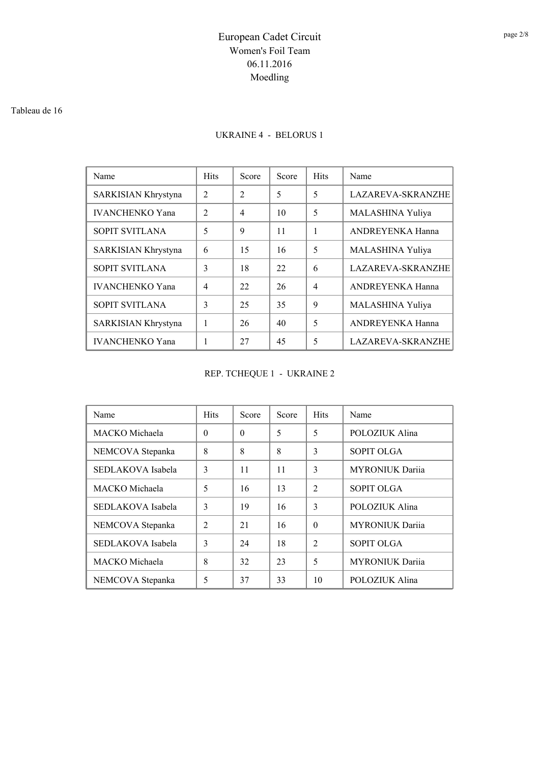# European Cadet Circuit
## Women's Foil Team
## 06.11.2016
## Moedling

Tableau de 16

### UKRAINE 4 - BELORUS 1

| Name | Hits | Score | Score | Hits | Name |
|---|---|---|---|---|---|
| SARKISIAN Khrystyna | 2 | 2 | 5 | 5 | LAZAREVA-SKRANZHE |
| IVANCHENKO Yana | 2 | 4 | 10 | 5 | MALASHINA Yuliya |
| SOPIT SVITLANA | 5 | 9 | 11 | 1 | ANDREYENKA Hanna |
| SARKISIAN Khrystyna | 6 | 15 | 16 | 5 | MALASHINA Yuliya |
| SOPIT SVITLANA | 3 | 18 | 22 | 6 | LAZAREVA-SKRANZHE |
| IVANCHENKO Yana | 4 | 22 | 26 | 4 | ANDREYENKA Hanna |
| SOPIT SVITLANA | 3 | 25 | 35 | 9 | MALASHINA Yuliya |
| SARKISIAN Khrystyna | 1 | 26 | 40 | 5 | ANDREYENKA Hanna |
| IVANCHENKO Yana | 1 | 27 | 45 | 5 | LAZAREVA-SKRANZHE |

### REP. TCHEQUE 1 - UKRAINE 2

| Name | Hits | Score | Score | Hits | Name |
|---|---|---|---|---|---|
| MACKO Michaela | 0 | 0 | 5 | 5 | POLOZIUK Alina |
| NEMCOVA Stepanka | 8 | 8 | 8 | 3 | SOPIT OLGA |
| SEDLAKOVA Isabela | 3 | 11 | 11 | 3 | MYRONIUK Dariia |
| MACKO Michaela | 5 | 16 | 13 | 2 | SOPIT OLGA |
| SEDLAKOVA Isabela | 3 | 19 | 16 | 3 | POLOZIUK Alina |
| NEMCOVA Stepanka | 2 | 21 | 16 | 0 | MYRONIUK Dariia |
| SEDLAKOVA Isabela | 3 | 24 | 18 | 2 | SOPIT OLGA |
| MACKO Michaela | 8 | 32 | 23 | 5 | MYRONIUK Dariia |
| NEMCOVA Stepanka | 5 | 37 | 33 | 10 | POLOZIUK Alina |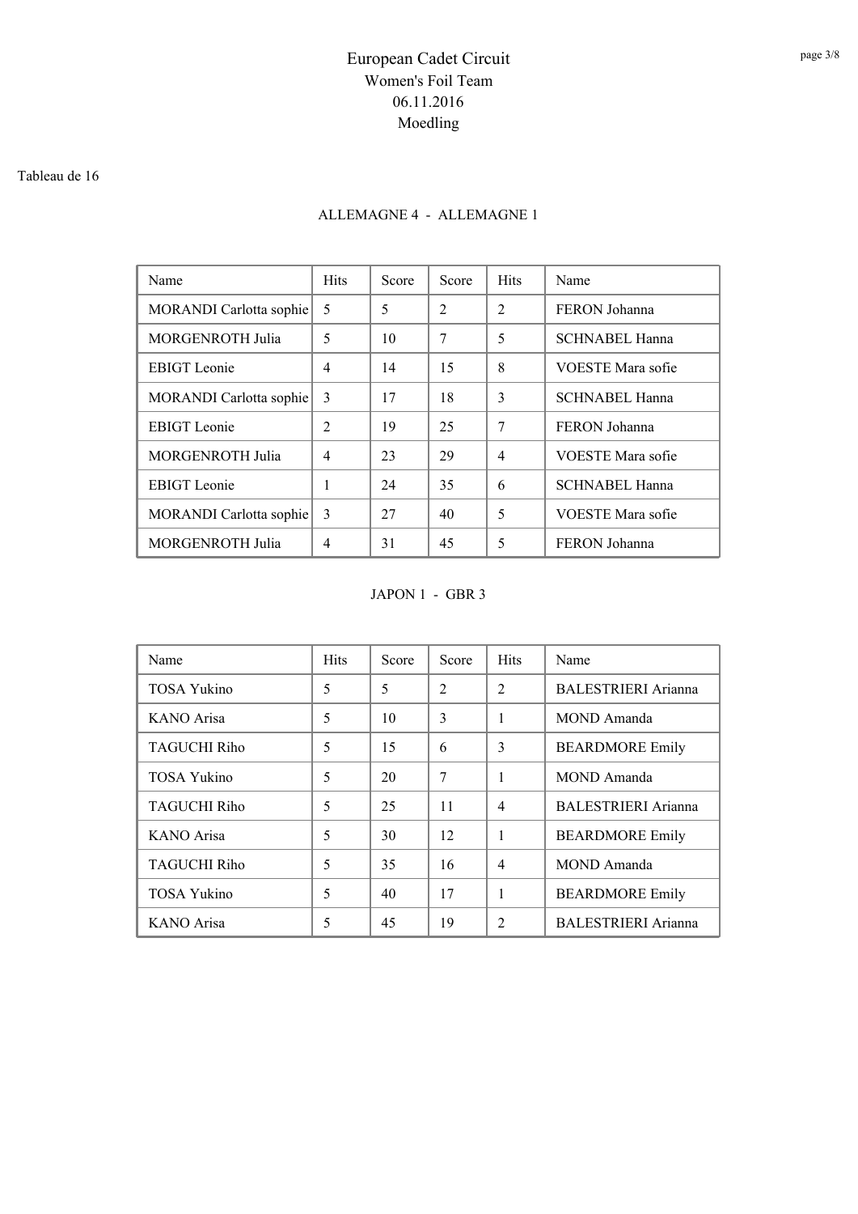# European Cadet Circuit
## Women's Foil Team
## 06.11.2016
## Moedling

Tableau de 16

### ALLEMAGNE 4 - ALLEMAGNE 1

| Name | Hits | Score | Score | Hits | Name |
|---|---|---|---|---|---|
| MORANDI Carlotta sophie | 5 | 5 | 2 | 2 | FERON Johanna |
| MORGENROTH Julia | 5 | 10 | 7 | 5 | SCHNABEL Hanna |
| EBIGT Leonie | 4 | 14 | 15 | 8 | VOESTE Mara sofie |
| MORANDI Carlotta sophie | 3 | 17 | 18 | 3 | SCHNABEL Hanna |
| EBIGT Leonie | 2 | 19 | 25 | 7 | FERON Johanna |
| MORGENROTH Julia | 4 | 23 | 29 | 4 | VOESTE Mara sofie |
| EBIGT Leonie | 1 | 24 | 35 | 6 | SCHNABEL Hanna |
| MORANDI Carlotta sophie | 3 | 27 | 40 | 5 | VOESTE Mara sofie |
| MORGENROTH Julia | 4 | 31 | 45 | 5 | FERON Johanna |

### JAPON 1 - GBR 3

| Name | Hits | Score | Score | Hits | Name |
|---|---|---|---|---|---|
| TOSA Yukino | 5 | 5 | 2 | 2 | BALESTRIERI Arianna |
| KANO Arisa | 5 | 10 | 3 | 1 | MOND Amanda |
| TAGUCHI Riho | 5 | 15 | 6 | 3 | BEARDMORE Emily |
| TOSA Yukino | 5 | 20 | 7 | 1 | MOND Amanda |
| TAGUCHI Riho | 5 | 25 | 11 | 4 | BALESTRIERI Arianna |
| KANO Arisa | 5 | 30 | 12 | 1 | BEARDMORE Emily |
| TAGUCHI Riho | 5 | 35 | 16 | 4 | MOND Amanda |
| TOSA Yukino | 5 | 40 | 17 | 1 | BEARDMORE Emily |
| KANO Arisa | 5 | 45 | 19 | 2 | BALESTRIERI Arianna |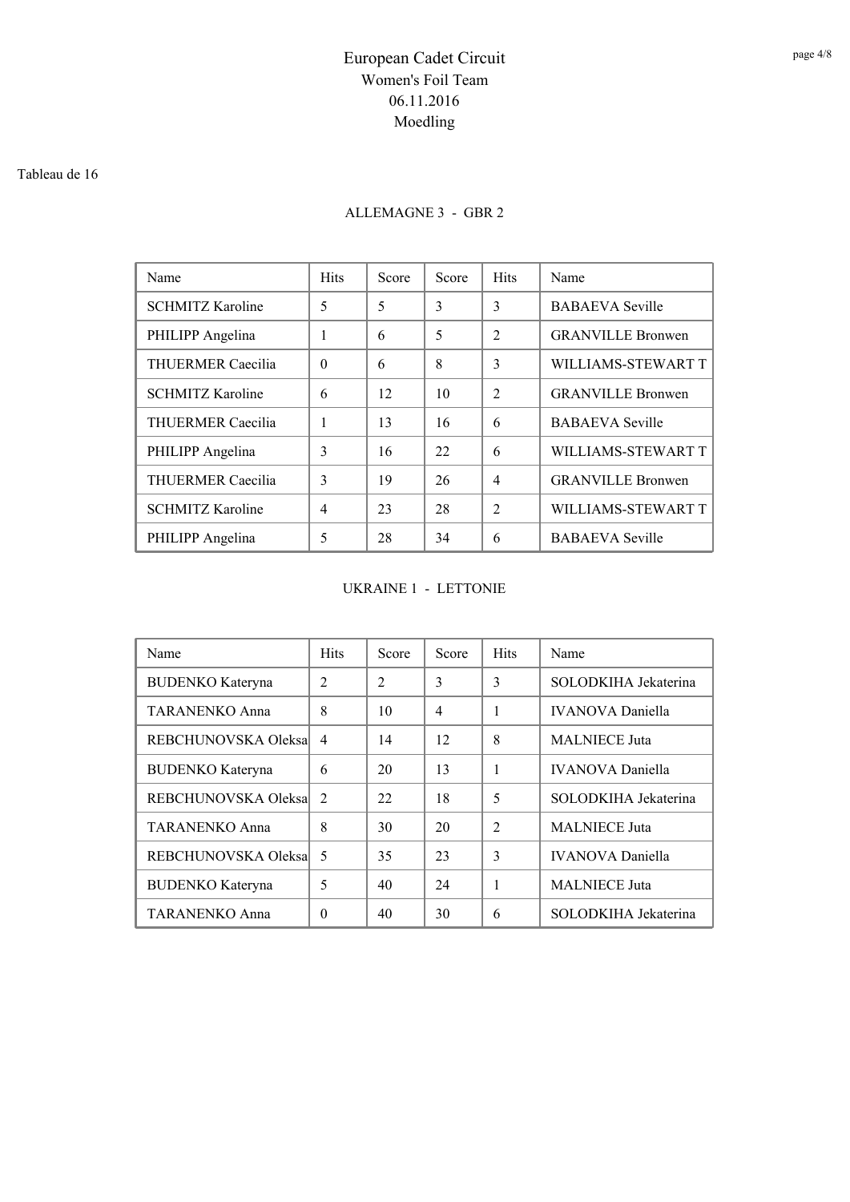# European Cadet Circuit
## Women's Foil Team
## 06.11.2016
## Moedling

Tableau de 16

### ALLEMAGNE 3 - GBR 2

| Name | Hits | Score | Score | Hits | Name |
|---|---|---|---|---|---|
| SCHMITZ Karoline | 5 | 5 | 3 | 3 | BABAEVA Seville |
| PHILIPP Angelina | 1 | 6 | 5 | 2 | GRANVILLE Bronwen |
| THUERMER Caecilia | 0 | 6 | 8 | 3 | WILLIAMS-STEWART T |
| SCHMITZ Karoline | 6 | 12 | 10 | 2 | GRANVILLE Bronwen |
| THUERMER Caecilia | 1 | 13 | 16 | 6 | BABAEVA Seville |
| PHILIPP Angelina | 3 | 16 | 22 | 6 | WILLIAMS-STEWART T |
| THUERMER Caecilia | 3 | 19 | 26 | 4 | GRANVILLE Bronwen |
| SCHMITZ Karoline | 4 | 23 | 28 | 2 | WILLIAMS-STEWART T |
| PHILIPP Angelina | 5 | 28 | 34 | 6 | BABAEVA Seville |

### UKRAINE 1 - LETTONIE

| Name | Hits | Score | Score | Hits | Name |
|---|---|---|---|---|---|
| BUDENKO Kateryna | 2 | 2 | 3 | 3 | SOLODKIHA Jekaterina |
| TARANENKO Anna | 8 | 10 | 4 | 1 | IVANOVA Daniella |
| REBCHUNOVSKA Oleksa | 4 | 14 | 12 | 8 | MALNIECE Juta |
| BUDENKO Kateryna | 6 | 20 | 13 | 1 | IVANOVA Daniella |
| REBCHUNOVSKA Oleksa | 2 | 22 | 18 | 5 | SOLODKIHA Jekaterina |
| TARANENKO Anna | 8 | 30 | 20 | 2 | MALNIECE Juta |
| REBCHUNOVSKA Oleksa | 5 | 35 | 23 | 3 | IVANOVA Daniella |
| BUDENKO Kateryna | 5 | 40 | 24 | 1 | MALNIECE Juta |
| TARANENKO Anna | 0 | 40 | 30 | 6 | SOLODKIHA Jekaterina |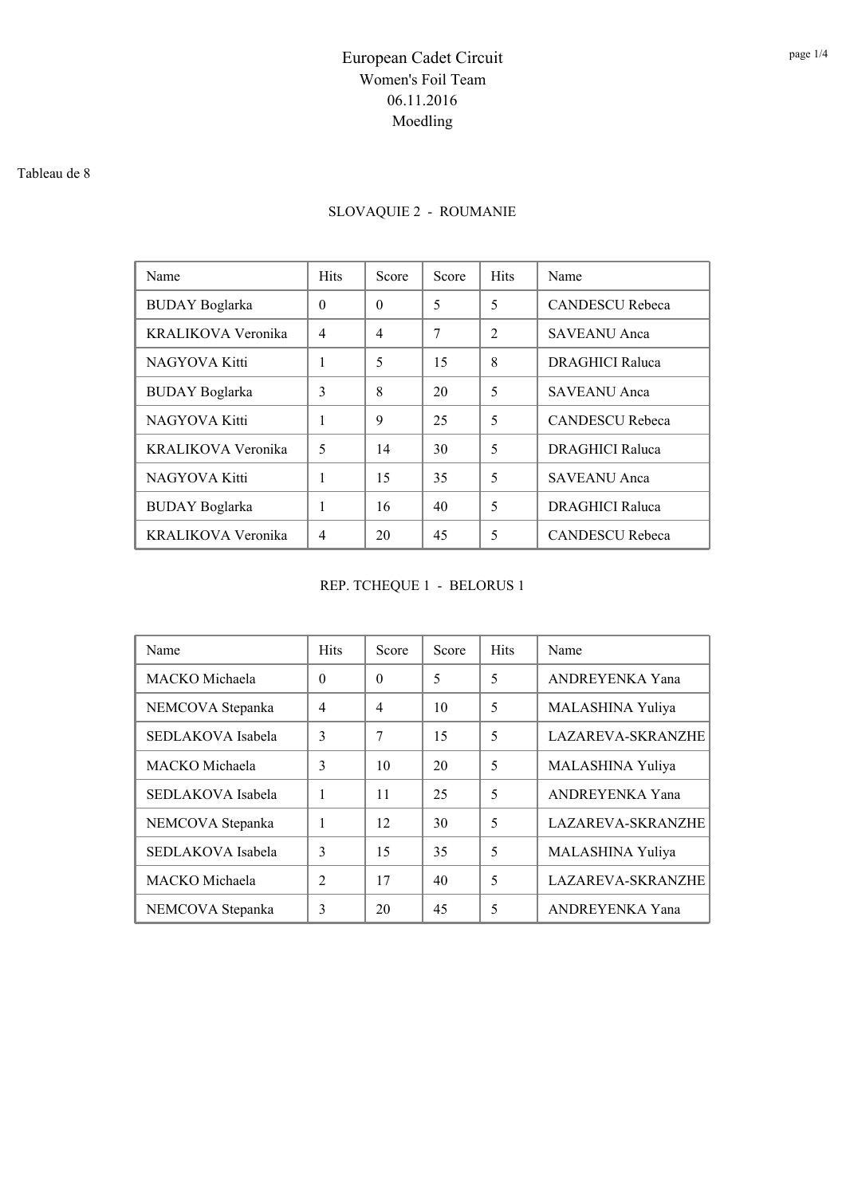# European Cadet Circuit

Women's Foil Team

06.11.2016

Moedling

Tableau de 8

## SLOVAQUIE 2 - ROUMANIE

| Name | Hits | Score | Score | Hits | Name |
|---|---|---|---|---|---|
| BUDAY Boglarka | 0 | 0 | 5 | 5 | CANDESCU Rebeca |
| KRALIKOVA Veronika | 4 | 4 | 7 | 2 | SAVEANU Anca |
| NAGYOVA Kitti | 1 | 5 | 15 | 8 | DRAGHICI Raluca |
| BUDAY Boglarka | 3 | 8 | 20 | 5 | SAVEANU Anca |
| NAGYOVA Kitti | 1 | 9 | 25 | 5 | CANDESCU Rebeca |
| KRALIKOVA Veronika | 5 | 14 | 30 | 5 | DRAGHICI Raluca |
| NAGYOVA Kitti | 1 | 15 | 35 | 5 | SAVEANU Anca |
| BUDAY Boglarka | 1 | 16 | 40 | 5 | DRAGHICI Raluca |
| KRALIKOVA Veronika | 4 | 20 | 45 | 5 | CANDESCU Rebeca |

## REP. TCHEQUE 1 - BELORUS 1

| Name | Hits | Score | Score | Hits | Name |
|---|---|---|---|---|---|
| MACKO Michaela | 0 | 0 | 5 | 5 | ANDREYENKA Yana |
| NEMCOVA Stepanka | 4 | 4 | 10 | 5 | MALASHINA Yuliya |
| SEDLAKOVA Isabela | 3 | 7 | 15 | 5 | LAZAREVA-SKRANZHE |
| MACKO Michaela | 3 | 10 | 20 | 5 | MALASHINA Yuliya |
| SEDLAKOVA Isabela | 1 | 11 | 25 | 5 | ANDREYENKA Yana |
| NEMCOVA Stepanka | 1 | 12 | 30 | 5 | LAZAREVA-SKRANZHE |
| SEDLAKOVA Isabela | 3 | 15 | 35 | 5 | MALASHINA Yuliya |
| MACKO Michaela | 2 | 17 | 40 | 5 | LAZAREVA-SKRANZHE |
| NEMCOVA Stepanka | 3 | 20 | 45 | 5 | ANDREYENKA Yana |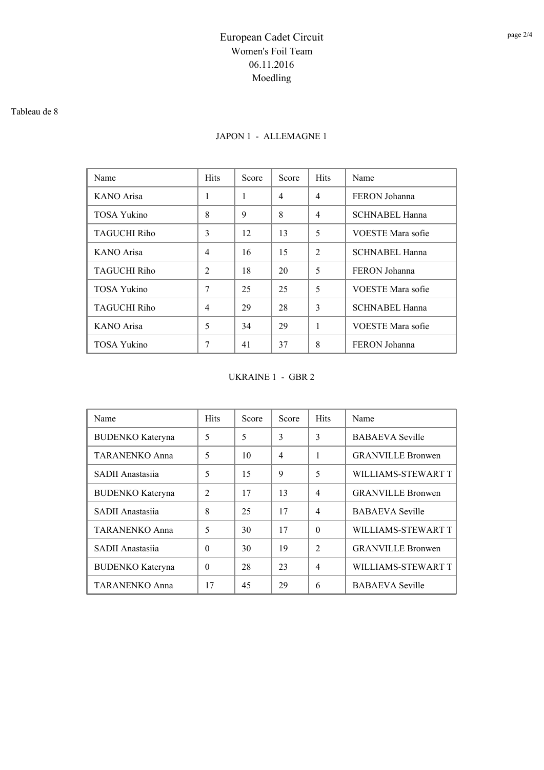# European Cadet Circuit

## Women's Foil Team

## 06.11.2016

## Moedling

Tableau de 8

### JAPON 1 - ALLEMAGNE 1

| Name | Hits | Score | Score | Hits | Name |
|---|---|---|---|---|---|
| KANO Arisa | 1 | 1 | 4 | 4 | FERON Johanna |
| TOSA Yukino | 8 | 9 | 8 | 4 | SCHNABEL Hanna |
| TAGUCHI Riho | 3 | 12 | 13 | 5 | VOESTE Mara sofie |
| KANO Arisa | 4 | 16 | 15 | 2 | SCHNABEL Hanna |
| TAGUCHI Riho | 2 | 18 | 20 | 5 | FERON Johanna |
| TOSA Yukino | 7 | 25 | 25 | 5 | VOESTE Mara sofie |
| TAGUCHI Riho | 4 | 29 | 28 | 3 | SCHNABEL Hanna |
| KANO Arisa | 5 | 34 | 29 | 1 | VOESTE Mara sofie |
| TOSA Yukino | 7 | 41 | 37 | 8 | FERON Johanna |

### UKRAINE 1 - GBR 2

| Name | Hits | Score | Score | Hits | Name |
|---|---|---|---|---|---|
| BUDENKO Kateryna | 5 | 5 | 3 | 3 | BABAEVA Seville |
| TARANENKO Anna | 5 | 10 | 4 | 1 | GRANVILLE Bronwen |
| SADII Anastasiia | 5 | 15 | 9 | 5 | WILLIAMS-STEWART T |
| BUDENKO Kateryna | 2 | 17 | 13 | 4 | GRANVILLE Bronwen |
| SADII Anastasiia | 8 | 25 | 17 | 4 | BABAEVA Seville |
| TARANENKO Anna | 5 | 30 | 17 | 0 | WILLIAMS-STEWART T |
| SADII Anastasiia | 0 | 30 | 19 | 2 | GRANVILLE Bronwen |
| BUDENKO Kateryna | 0 | 28 | 23 | 4 | WILLIAMS-STEWART T |
| TARANENKO Anna | 17 | 45 | 29 | 6 | BABAEVA Seville |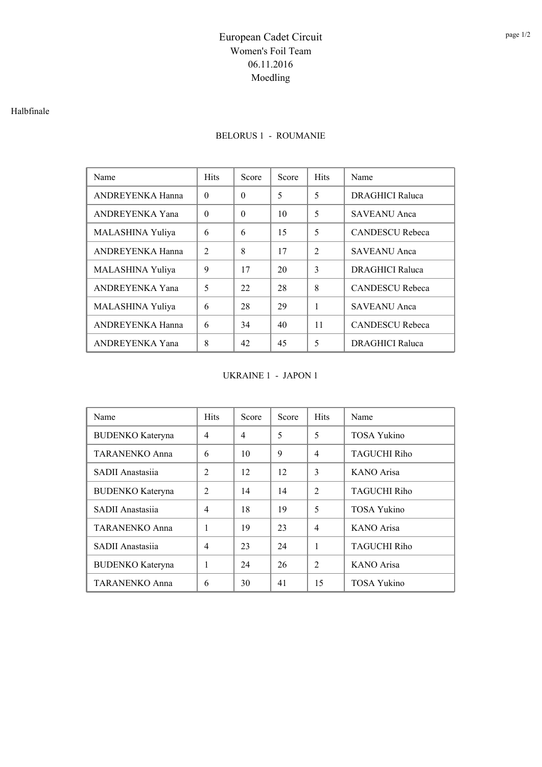# European Cadet Circuit

## Women's Foil Team

## 06.11.2016

## Moedling

Halbfinale

### BELORUS 1 - ROUMANIE

| Name | Hits | Score | Score | Hits | Name |
|---|---|---|---|---|---|
| ANDREYENKA Hanna | 0 | 0 | 5 | 5 | DRAGHICI Raluca |
| ANDREYENKA Yana | 0 | 0 | 10 | 5 | SAVEANU Anca |
| MALASHINA Yuliya | 6 | 6 | 15 | 5 | CANDESCU Rebeca |
| ANDREYENKA Hanna | 2 | 8 | 17 | 2 | SAVEANU Anca |
| MALASHINA Yuliya | 9 | 17 | 20 | 3 | DRAGHICI Raluca |
| ANDREYENKA Yana | 5 | 22 | 28 | 8 | CANDESCU Rebeca |
| MALASHINA Yuliya | 6 | 28 | 29 | 1 | SAVEANU Anca |
| ANDREYENKA Hanna | 6 | 34 | 40 | 11 | CANDESCU Rebeca |
| ANDREYENKA Yana | 8 | 42 | 45 | 5 | DRAGHICI Raluca |

### UKRAINE 1 - JAPON 1

| Name | Hits | Score | Score | Hits | Name |
|---|---|---|---|---|---|
| BUDENKO Kateryna | 4 | 4 | 5 | 5 | TOSA Yukino |
| TARANENKO Anna | 6 | 10 | 9 | 4 | TAGUCHI Riho |
| SADII Anastasiia | 2 | 12 | 12 | 3 | KANO Arisa |
| BUDENKO Kateryna | 2 | 14 | 14 | 2 | TAGUCHI Riho |
| SADII Anastasiia | 4 | 18 | 19 | 5 | TOSA Yukino |
| TARANENKO Anna | 1 | 19 | 23 | 4 | KANO Arisa |
| SADII Anastasiia | 4 | 23 | 24 | 1 | TAGUCHI Riho |
| BUDENKO Kateryna | 1 | 24 | 26 | 2 | KANO Arisa |
| TARANENKO Anna | 6 | 30 | 41 | 15 | TOSA Yukino |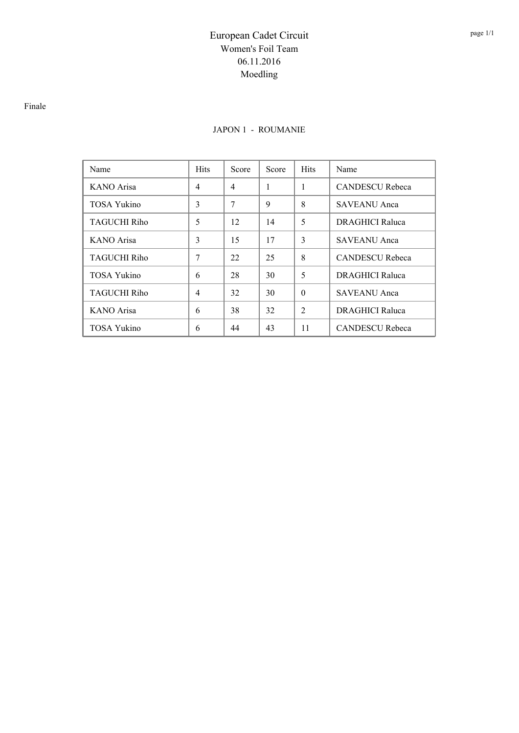# European Cadet Circuit
## Women's Foil Team
## 06.11.2016
## Moedling

Finale

JAPON 1 - ROUMANIE

| Name | Hits | Score | Score | Hits | Name |
|---|---|---|---|---|---|
| KANO Arisa | 4 | 4 | 1 | 1 | CANDESCU Rebeca |
| TOSA Yukino | 3 | 7 | 9 | 8 | SAVEANU Anca |
| TAGUCHI Riho | 5 | 12 | 14 | 5 | DRAGHICI Raluca |
| KANO Arisa | 3 | 15 | 17 | 3 | SAVEANU Anca |
| TAGUCHI Riho | 7 | 22 | 25 | 8 | CANDESCU Rebeca |
| TOSA Yukino | 6 | 28 | 30 | 5 | DRAGHICI Raluca |
| TAGUCHI Riho | 4 | 32 | 30 | 0 | SAVEANU Anca |
| KANO Arisa | 6 | 38 | 32 | 2 | DRAGHICI Raluca |
| TOSA Yukino | 6 | 44 | 43 | 11 | CANDESCU Rebeca |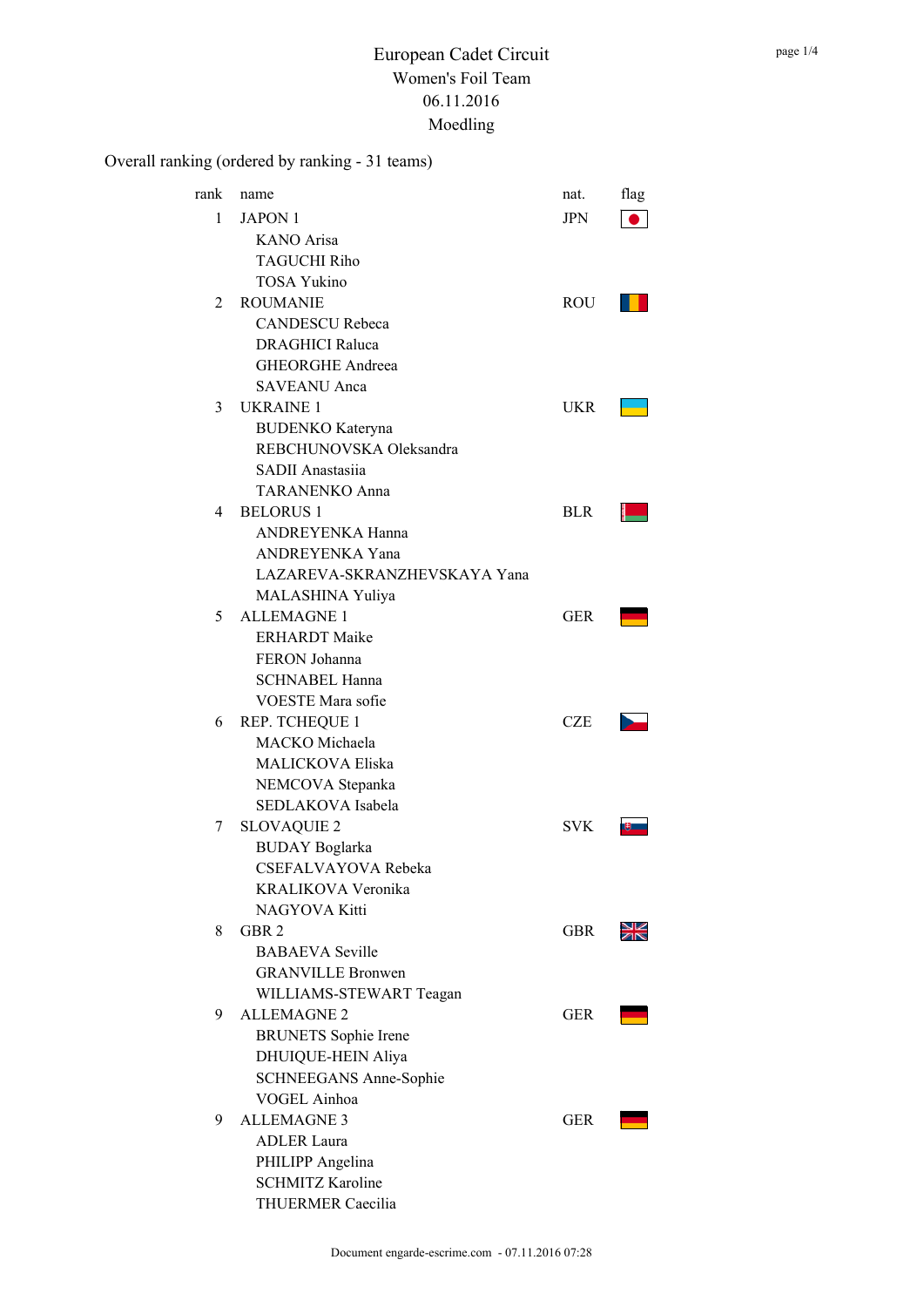# European Cadet Circuit

## Women's Foil Team

06.11.2016

Moedling

Overall ranking (ordered by ranking - 31 teams)

| rank | name | nat. | flag |
|---|---|---|---|
| 1 | JAPON 1 | JPN | |
| | KANO Arisa | | |
| | TAGUCHI Riho | | |
| | TOSA Yukino | | |
| 2 | ROUMANIE | ROU | |
| | CANDESCU Rebeca | | |
| | DRAGHICI Raluca | | |
| | GHEORGHE Andreea | | |
| | SAVEANU Anca | | |
| 3 | UKRAINE 1 | UKR | |
| | BUDENKO Kateryna | | |
| | REBCHUNOVSKA Oleksandra | | |
| | SADII Anastasiia | | |
| | TARANENKO Anna | | |
| 4 | BELORUS 1 | BLR | |
| | ANDREYENKA Hanna | | |
| | ANDREYENKA Yana | | |
| | LAZAREVA-SKRANZHEVSKAYA Yana | | |
| | MALASHINA Yuliya | | |
| 5 | ALLEMAGNE 1 | GER | |
| | ERHARDT Maike | | |
| | FERON Johanna | | |
| | SCHNABEL Hanna | | |
| | VOESTE Mara sofie | | |
| 6 | REP. TCHEQUE 1 | CZE | |
| | MACKO Michaela | | |
| | MALICKOVA Eliska | | |
| | NEMCOVA Stepanka | | |
| | SEDLAKOVA Isabela | | |
| 7 | SLOVAQUIE 2 | SVK | |
| | BUDAY Boglarka | | |
| | CSEFALVAYOVA Rebeka | | |
| | KRALIKOVA Veronika | | |
| | NAGYOVA Kitti | | |
| 8 | GBR 2 | GBR | |
| | BABAEVA Seville | | |
| | GRANVILLE Bronwen | | |
| | WILLIAMS-STEWART Teagan | | |
| 9 | ALLEMAGNE 2 | GER | |
| | BRUNETS Sophie Irene | | |
| | DHUIQUE-HEIN Aliya | | |
| | SCHNEEGANS Anne-Sophie | | |
| | VOGEL Ainhoa | | |
| 9 | ALLEMAGNE 3 | GER | |
| | ADLER Laura | | |
| | PHILIPP Angelina | | |
| | SCHMITZ Karoline | | |
| | THUERMER Caecilia | | |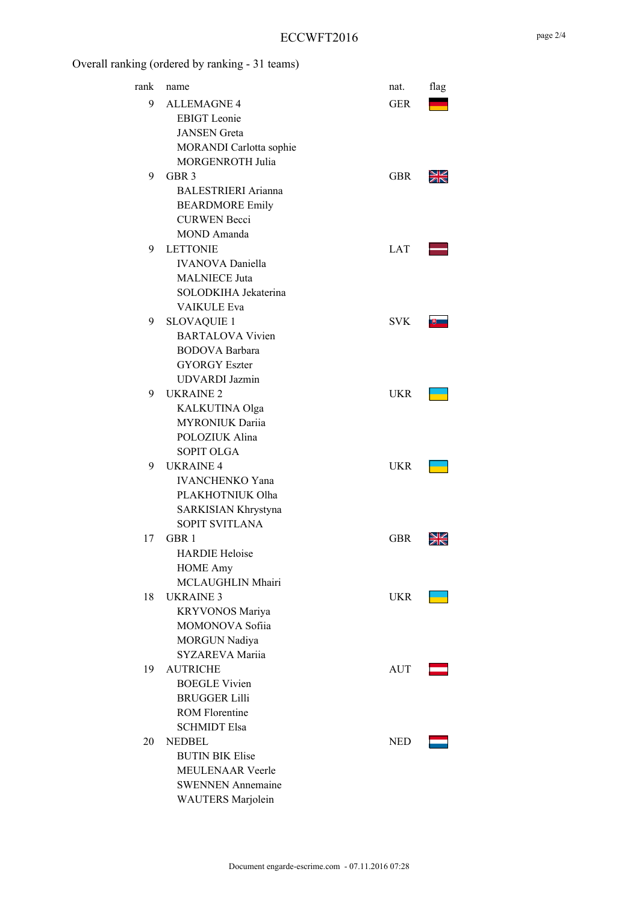Overall ranking (ordered by ranking - 31 teams)

| rank | name | nat. | flag |
|---|---|---|---|
| 9 | ALLEMAGNE 4 | GER | |
| | EBIGT Leonie | | |
| | JANSEN Greta | | |
| | MORANDI Carlotta sophie | | |
| | MORGENROTH Julia | | |
| 9 | GBR 3 | GBR | |
| | BALESTRIERI Arianna | | |
| | BEARDMORE Emily | | |
| | CURWEN Becci | | |
| | MOND Amanda | | |
| 9 | LETTONIE | LAT | |
| | IVANOVA Daniella | | |
| | MALNIECE Juta | | |
| | SOLODKIHA Jekaterina | | |
| | VAIKULE Eva | | |
| 9 | SLOVAQUIE 1 | SVK | |
| | BARTALOVA Vivien | | |
| | BODOVA Barbara | | |
| | GYORGY Eszter | | |
| | UDVARDI Jazmin | | |
| 9 | UKRAINE 2 | UKR | |
| | KALKUTINA Olga | | |
| | MYRONIUK Dariia | | |
| | POLOZIUK Alina | | |
| | SOPIT OLGA | | |
| 9 | UKRAINE 4 | UKR | |
| | IVANCHENKO Yana | | |
| | PLAKHOTNIUK Olha | | |
| | SARKISIAN Khrystyna | | |
| | SOPIT SVITLANA | | |
| 17 | GBR 1 | GBR | |
| | HARDIE Heloise | | |
| | HOME Amy | | |
| | MCLAUGHLIN Mhairi | | |
| 18 | UKRAINE 3 | UKR | |
| | KRYVONOS Mariya | | |
| | MOMONOVA Sofiia | | |
| | MORGUN Nadiya | | |
| | SYZAREVA Mariia | | |
| 19 | AUTRICHE | AUT | |
| | BOEGLE Vivien | | |
| | BRUGGER Lilli | | |
| | ROM Florentine | | |
| | SCHMIDT Elsa | | |
| 20 | NEDBEL | NED | |
| | BUTIN BIK Elise | | |
| | MEULENAAR Veerle | | |
| | SWENNEN Annemaine | | |
| | WAUTERS Marjolein | | |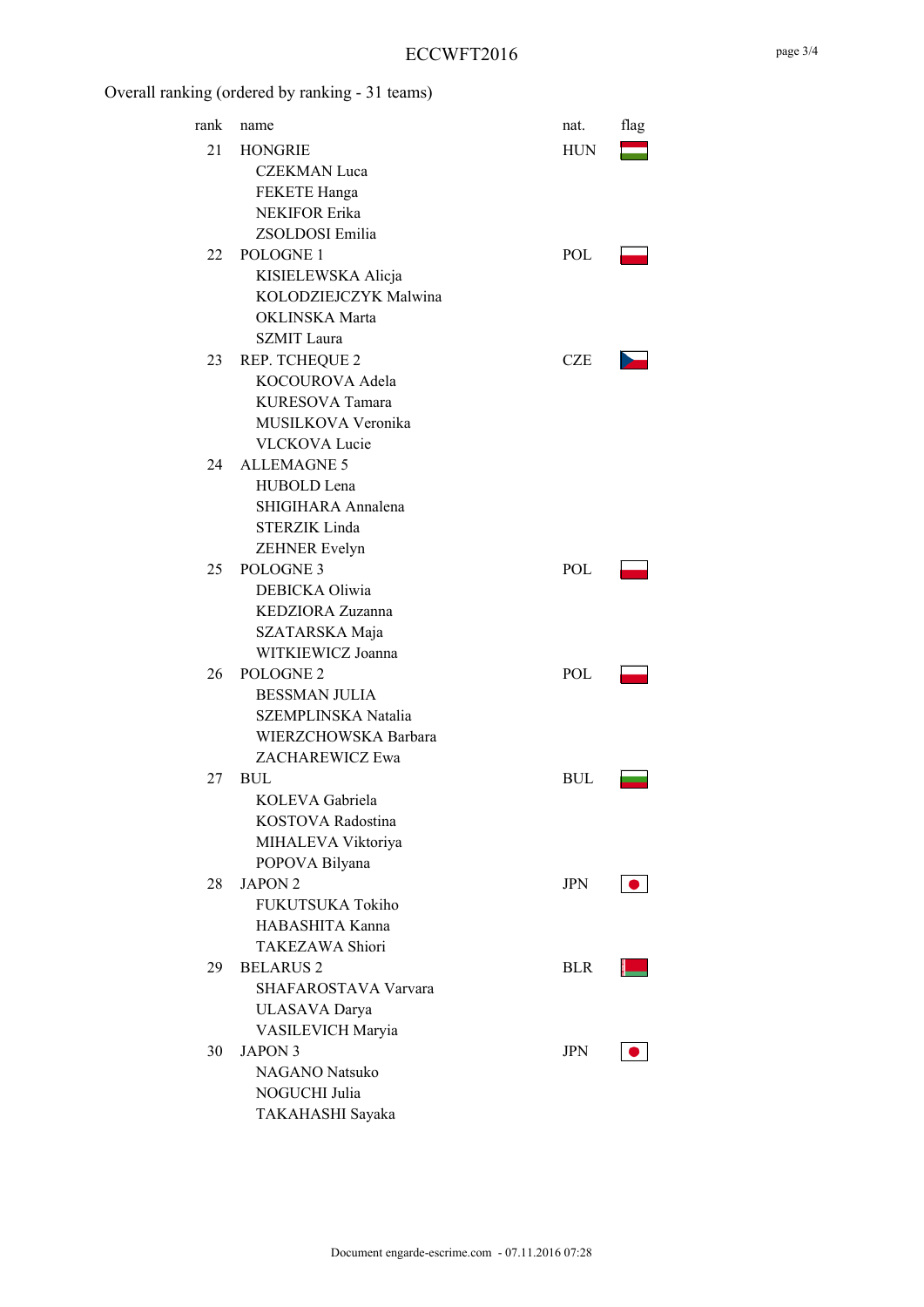ECCWFT2016

Overall ranking (ordered by ranking - 31 teams)

| rank | name | nat. | flag |
|---|---|---|---|
| 21 | HONGRIE | HUN | |
| | CZEKMAN Luca | | |
| | FEKETE Hanga | | |
| | NEKIFOR Erika | | |
| | ZSOLDOSI Emilia | | |
| 22 | POLOGNE 1 | POL | |
| | KISIELEWSKA Alicja | | |
| | KOLODZIEJCZYK Malwina | | |
| | OKLINSKA Marta | | |
| | SZMIT Laura | | |
| 23 | REP. TCHEQUE 2 | CZE | |
| | KOCOUROVA Adela | | |
| | KURESOVA Tamara | | |
| | MUSILKOVA Veronika | | |
| | VLCKOVA Lucie | | |
| 24 | ALLEMAGNE 5 | | |
| | HUBOLD Lena | | |
| | SHIGIHARA Annalena | | |
| | STERZIK Linda | | |
| | ZEHNER Evelyn | | |
| 25 | POLOGNE 3 | POL | |
| | DEBICKA Oliwia | | |
| | KEDZIORA Zuzanna | | |
| | SZATARSKA Maja | | |
| | WITKIEWICZ Joanna | | |
| 26 | POLOGNE 2 | POL | |
| | BESSMAN JULIA | | |
| | SZEMPLINSKA Natalia | | |
| | WIERZCHOWSKA Barbara | | |
| | ZACHAREWICZ Ewa | | |
| 27 | BUL | BUL | |
| | KOLEVA Gabriela | | |
| | KOSTOVA Radostina | | |
| | MIHALEVA Viktoriya | | |
| | POPOVA Bilyana | | |
| 28 | JAPON 2 | JPN | |
| | FUKUTSUKA Tokiho | | |
| | HABASHITA Kanna | | |
| | TAKEZAWA Shiori | | |
| 29 | BELARUS 2 | BLR | |
| | SHAFAROSTAVA Varvara | | |
| | ULASAVA Darya | | |
| | VASILEVICH Maryia | | |
| 30 | JAPON 3 | JPN | |
| | NAGANO Natsuko | | |
| | NOGUCHI Julia | | |
| | TAKAHASHI Sayaka | | |

Document engarde-escrime.com - 07.11.2016 07:28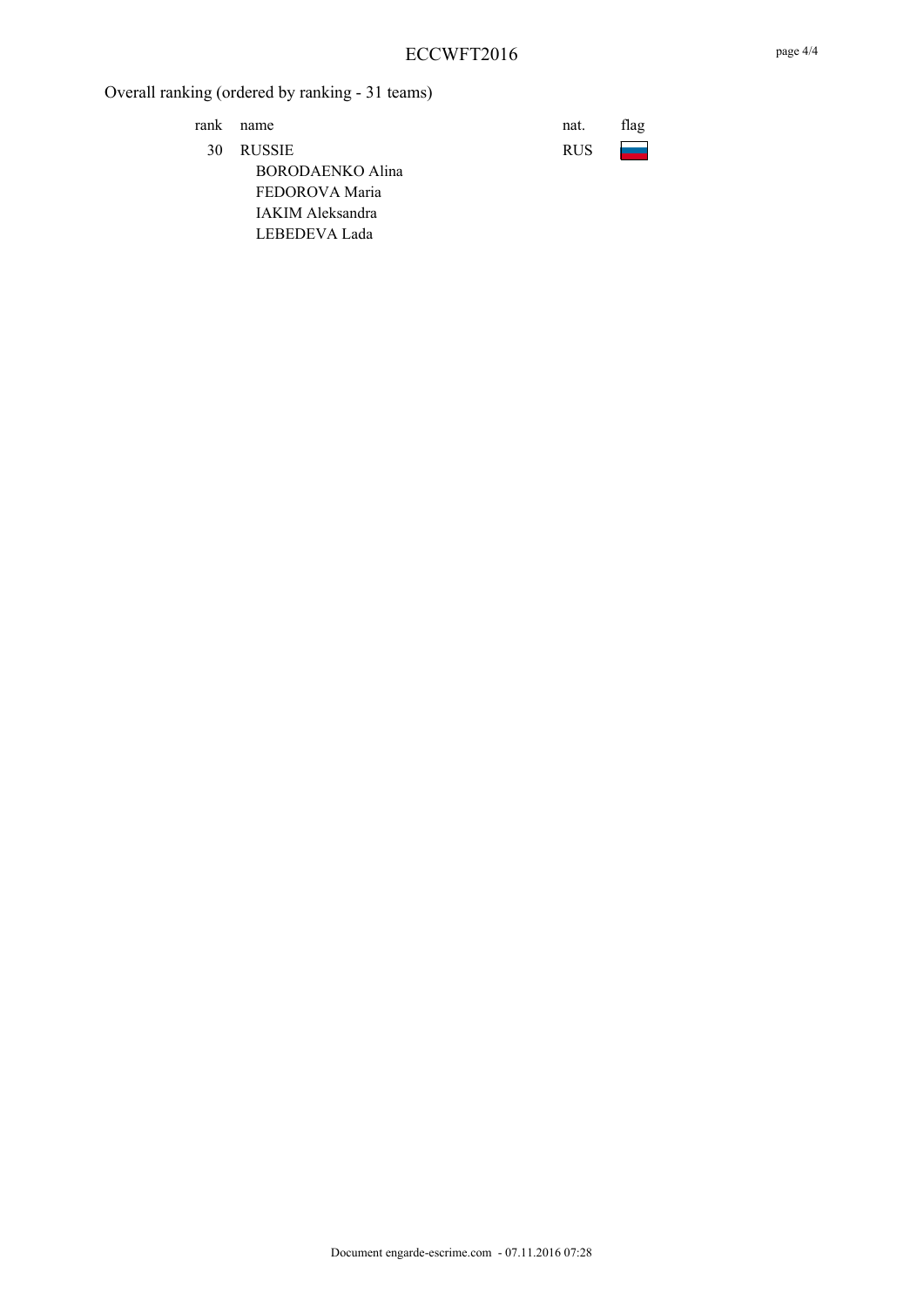Overall ranking (ordered by ranking - 31 teams)

| rank | name | nat. | flag |
| --- | --- | --- | --- |
| 30 | RUSSIE | RUS | |
| | BORODAENKO Alina | | |
| | FEDOROVA Maria | | |
| | IAKIM Aleksandra | | |
| | LEBEDEVA Lada | | |

Document engarde-escrime.com - 07.11.2016 07:28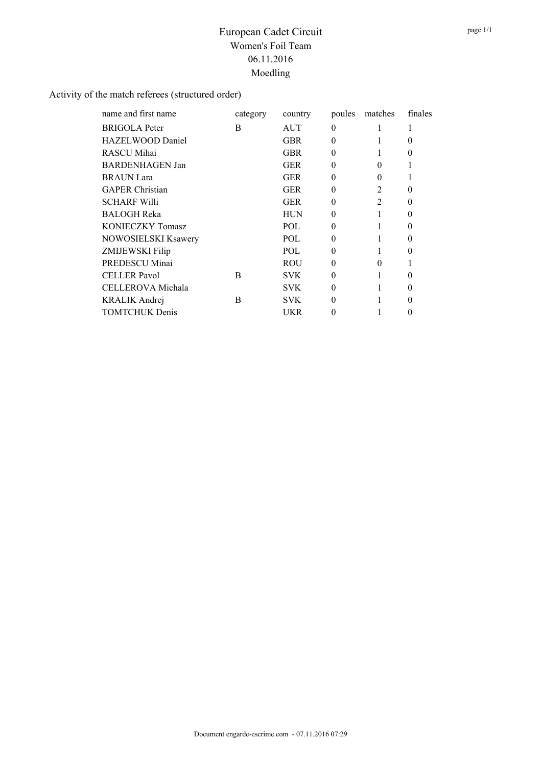# European Cadet Circuit

## Women's Foil Team

## 06.11.2016

## Moedling

Activity of the match referees (structured order)

| name and first name | category | country | poules | matches | finales |
|---|---|---|---|---|---|
| BRIGOLA Peter | B | AUT | 0 | 1 | 1 |
| HAZELWOOD Daniel | | GBR | 0 | 1 | 0 |
| RASCU Mihai | | GBR | 0 | 1 | 0 |
| BARDENHAGEN Jan | | GER | 0 | 0 | 1 |
| BRAUN Lara | | GER | 0 | 0 | 1 |
| GAPER Christian | | GER | 0 | 2 | 0 |
| SCHARF Willi | | GER | 0 | 2 | 0 |
| BALOGH Reka | | HUN | 0 | 1 | 0 |
| KONIECZKY Tomasz | | POL | 0 | 1 | 0 |
| NOWOSIELSKI Ksawery | | POL | 0 | 1 | 0 |
| ZMIJEWSKI Filip | | POL | 0 | 1 | 0 |
| PREDESCU Minai | | ROU | 0 | 0 | 1 |
| CELLER Pavol | B | SVK | 0 | 1 | 0 |
| CELLEROVA Michala | | SVK | 0 | 1 | 0 |
| KRALIK Andrej | B | SVK | 0 | 1 | 0 |
| TOMTCHUK Denis | | UKR | 0 | 1 | 0 |

Document engarde-escrime.com - 07.11.2016 07:29